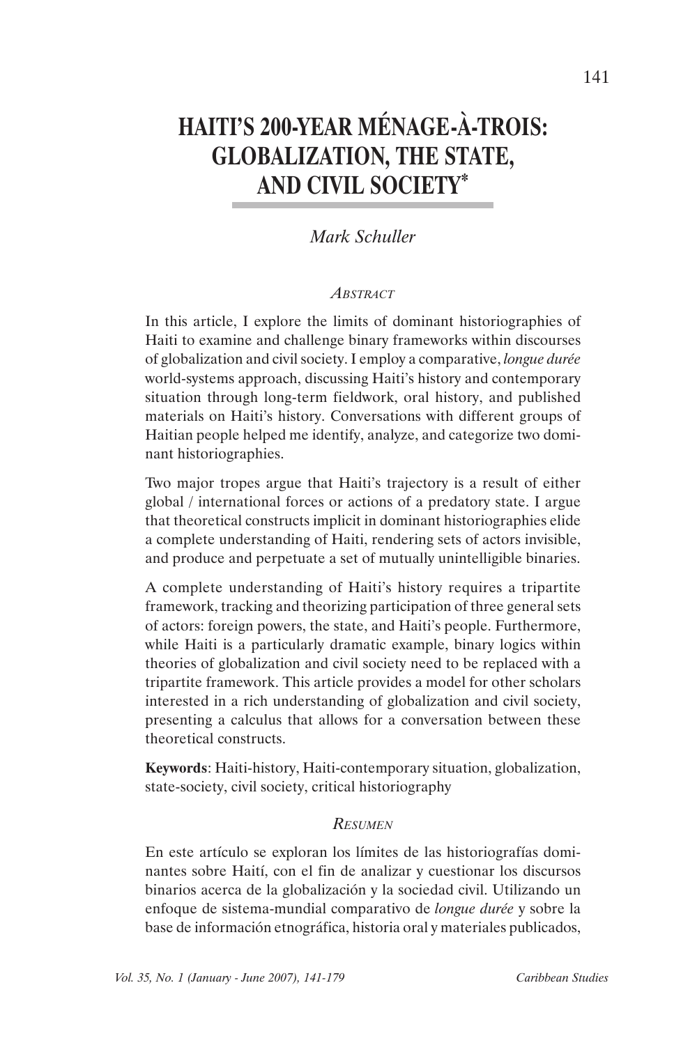# HAITI'S 200-YEAR MÉNAGE-À-TROIS: GLOBALIZATION, THE STATE, AND CIVIL SOCIETY*

*Mark Schuller*

### ABSTRACT

In this article, I explore the limits of dominant historiographies of Haiti to examine and challenge binary frameworks within discourses of globalization and civil society. I employ a comparative, *longue durée* world-systems approach, discussing Haiti's history and contemporary situation through long-term fieldwork, oral history, and published materials on Haiti's history. Conversations with different groups of Haitian people helped me identify, analyze, and categorize two dominant historiographies.

Two major tropes argue that Haiti's trajectory is a result of either global / international forces or actions of a predatory state. I argue that theoretical constructs implicit in dominant historiographies elide a complete understanding of Haiti, rendering sets of actors invisible, and produce and perpetuate a set of mutually unintelligible binaries.

A complete understanding of Haiti's history requires a tripartite framework, tracking and theorizing participation of three general sets of actors: foreign powers, the state, and Haiti's people. Furthermore, while Haiti is a particularly dramatic example, binary logics within theories of globalization and civil society need to be replaced with a tripartite framework. This article provides a model for other scholars interested in a rich understanding of globalization and civil society, presenting a calculus that allows for a conversation between these theoretical constructs.

**Keywords**: Haiti-history, Haiti-contemporary situation, globalization, state-society, civil society, critical historiography

### RESUMEN

En este artículo se exploran los límites de las historiografías dominantes sobre Haití, con el fin de analizar y cuestionar los discursos binarios acerca de la globalización y la sociedad civil. Utilizando un enfoque de sistema-mundial comparativo de *longue durée* y sobre la base de información etnográfica, historia oral y materiales publicados,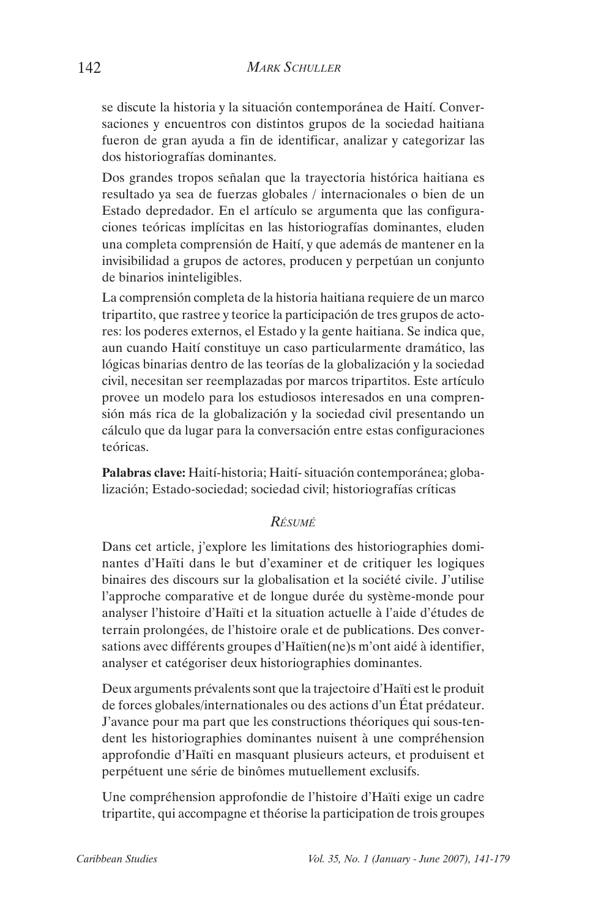se discute la historia y la situación contemporánea de Haití. Conversaciones y encuentros con distintos grupos de la sociedad haitiana fueron de gran ayuda a fin de identificar, analizar y categorizar las dos historiografías dominantes.

Dos grandes tropos señalan que la trayectoria histórica haitiana es resultado ya sea de fuerzas globales / internacionales o bien de un Estado depredador. En el artículo se argumenta que las configuraciones teóricas implícitas en las historiografías dominantes, eluden una completa comprensión de Haití, y que además de mantener en la invisibilidad a grupos de actores, producen y perpetúan un conjunto de binarios ininteligibles.

La comprensión completa de la historia haitiana requiere de un marco tripartito, que rastree y teorice la participación de tres grupos de actores: los poderes externos, el Estado y la gente haitiana. Se indica que, aun cuando Haití constituye un caso particularmente dramático, las lógicas binarias dentro de las teorías de la globalización y la sociedad civil, necesitan ser reemplazadas por marcos tripartitos. Este artículo provee un modelo para los estudiosos interesados en una comprensión más rica de la globalización y la sociedad civil presentando un cálculo que da lugar para la conversación entre estas configuraciones teóricas.

**Palabras clave:** Haití-historia; Haití- situación contemporánea; globalización; Estado-sociedad; sociedad civil; historiografías críticas

## *Résumé*

Dans cet article, j'explore les limitations des historiographies dominantes d'Haïti dans le but d'examiner et de critiquer les logiques binaires des discours sur la globalisation et la société civile. J'utilise l'approche comparative et de longue durée du système-monde pour analyser l'histoire d'Haïti et la situation actuelle à l'aide d'études de terrain prolongées, de l'histoire orale et de publications. Des conversations avec différents groupes d'Haïtien(ne)s m'ont aidé à identifier, analyser et catégoriser deux historiographies dominantes.

Deux arguments prévalents sont que la trajectoire d'Haïti est le produit de forces globales/internationales ou des actions d'un État prédateur. J'avance pour ma part que les constructions théoriques qui sous-tendent les historiographies dominantes nuisent à une compréhension approfondie d'Haïti en masquant plusieurs acteurs, et produisent et perpétuent une série de binômes mutuellement exclusifs.

Une compréhension approfondie de l'histoire d'Haïti exige un cadre tripartite, qui accompagne et théorise la participation de trois groupes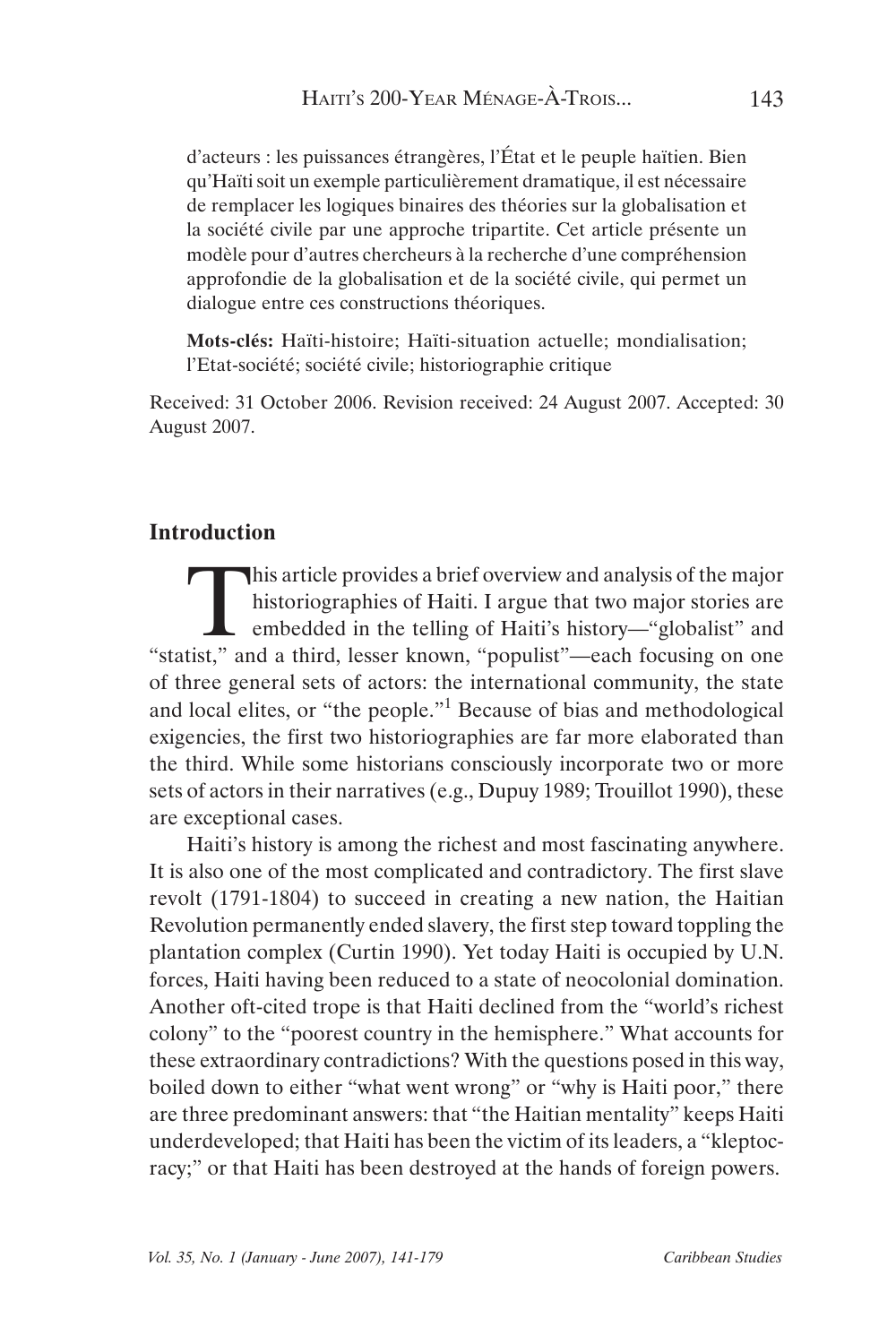d'acteurs : les puissances étrangères, l'État et le peuple haïtien. Bien qu'Haïti soit un exemple particulièrement dramatique, il est nécessaire de remplacer les logiques binaires des théories sur la globalisation et la société civile par une approche tripartite. Cet article présente un modèle pour d'autres chercheurs à la recherche d'une compréhension approfondie de la globalisation et de la société civile, qui permet un dialogue entre ces constructions théoriques.

**Mots-clés:** Haïti-histoire; Haïti-situation actuelle; mondialisation; l'Etat-société; société civile; historiographie critique

Received: 31 October 2006. Revision received: 24 August 2007. Accepted: 30 August 2007.

## Introduction

This article provides a brief overview and analysis of the major historiographies of Haiti. I argue that two major stories are embedded in the telling of Haiti's history—"globalist" and "statist," and a third, lesser known, "populist"—each focusing on one of three general sets of actors: the international community, the state and local elites, or "the people."[1] Because of bias and methodological exigencies, the first two historiographies are far more elaborated than the third. While some historians consciously incorporate two or more sets of actors in their narratives (e.g., Dupuy 1989; Trouillot 1990), these are exceptional cases.

Haiti's history is among the richest and most fascinating anywhere. It is also one of the most complicated and contradictory. The first slave revolt (1791-1804) to succeed in creating a new nation, the Haitian Revolution permanently ended slavery, the first step toward toppling the plantation complex (Curtin 1990). Yet today Haiti is occupied by U.N. forces, Haiti having been reduced to a state of neocolonial domination. Another oft-cited trope is that Haiti declined from the "world's richest colony" to the "poorest country in the hemisphere." What accounts for these extraordinary contradictions? With the questions posed in this way, boiled down to either "what went wrong" or "why is Haiti poor," there are three predominant answers: that "the Haitian mentality" keeps Haiti underdeveloped; that Haiti has been the victim of its leaders, a "kleptocracy;" or that Haiti has been destroyed at the hands of foreign powers.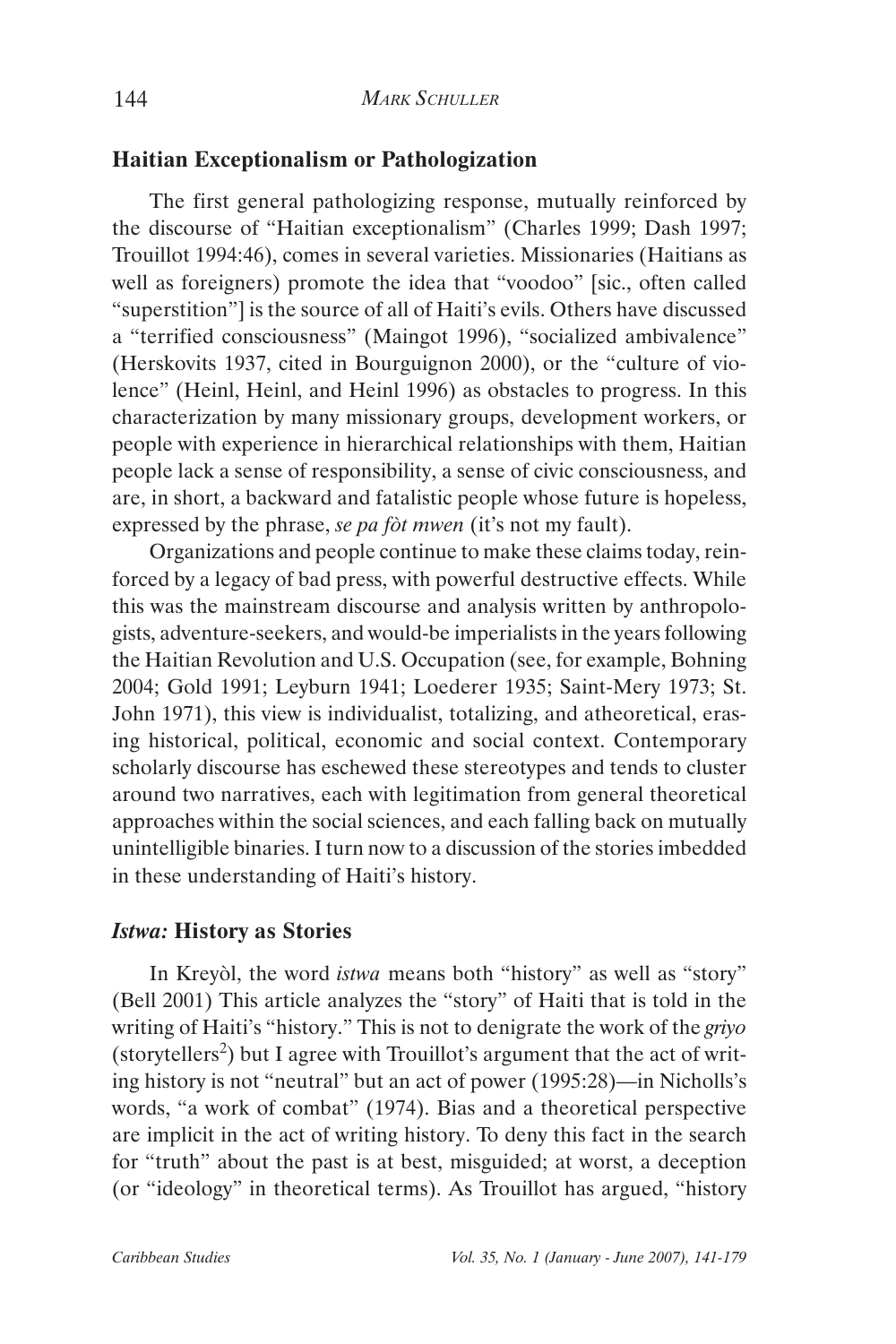## Haitian Exceptionalism or Pathologization

The first general pathologizing response, mutually reinforced by the discourse of "Haitian exceptionalism" (Charles 1999; Dash 1997; Trouillot 1994:46), comes in several varieties. Missionaries (Haitians as well as foreigners) promote the idea that "voodoo" [sic., often called "superstition"] is the source of all of Haiti's evils. Others have discussed a "terrified consciousness" (Maingot 1996), "socialized ambivalence" (Herskovits 1937, cited in Bourguignon 2000), or the "culture of violence" (Heinl, Heinl, and Heinl 1996) as obstacles to progress. In this characterization by many missionary groups, development workers, or people with experience in hierarchical relationships with them, Haitian people lack a sense of responsibility, a sense of civic consciousness, and are, in short, a backward and fatalistic people whose future is hopeless, expressed by the phrase, *se pa fòt mwen* (it's not my fault).

Organizations and people continue to make these claims today, reinforced by a legacy of bad press, with powerful destructive effects. While this was the mainstream discourse and analysis written by anthropologists, adventure-seekers, and would-be imperialists in the years following the Haitian Revolution and U.S. Occupation (see, for example, Bohning 2004; Gold 1991; Leyburn 1941; Loederer 1935; Saint-Mery 1973; St. John 1971), this view is individualist, totalizing, and atheoretical, erasing historical, political, economic and social context. Contemporary scholarly discourse has eschewed these stereotypes and tends to cluster around two narratives, each with legitimation from general theoretical approaches within the social sciences, and each falling back on mutually unintelligible binaries. I turn now to a discussion of the stories imbedded in these understanding of Haiti's history.

## *Istwa:* History as Stories

In Kreyòl, the word *istwa* means both "history" as well as "story" (Bell 2001) This article analyzes the "story" of Haiti that is told in the writing of Haiti's "history." This is not to denigrate the work of the *griyo* (storytellers[2]) but I agree with Trouillot's argument that the act of writing history is not "neutral" but an act of power (1995:28)—in Nicholls's words, "a work of combat" (1974). Bias and a theoretical perspective are implicit in the act of writing history. To deny this fact in the search for "truth" about the past is at best, misguided; at worst, a deception (or "ideology" in theoretical terms). As Trouillot has argued, "history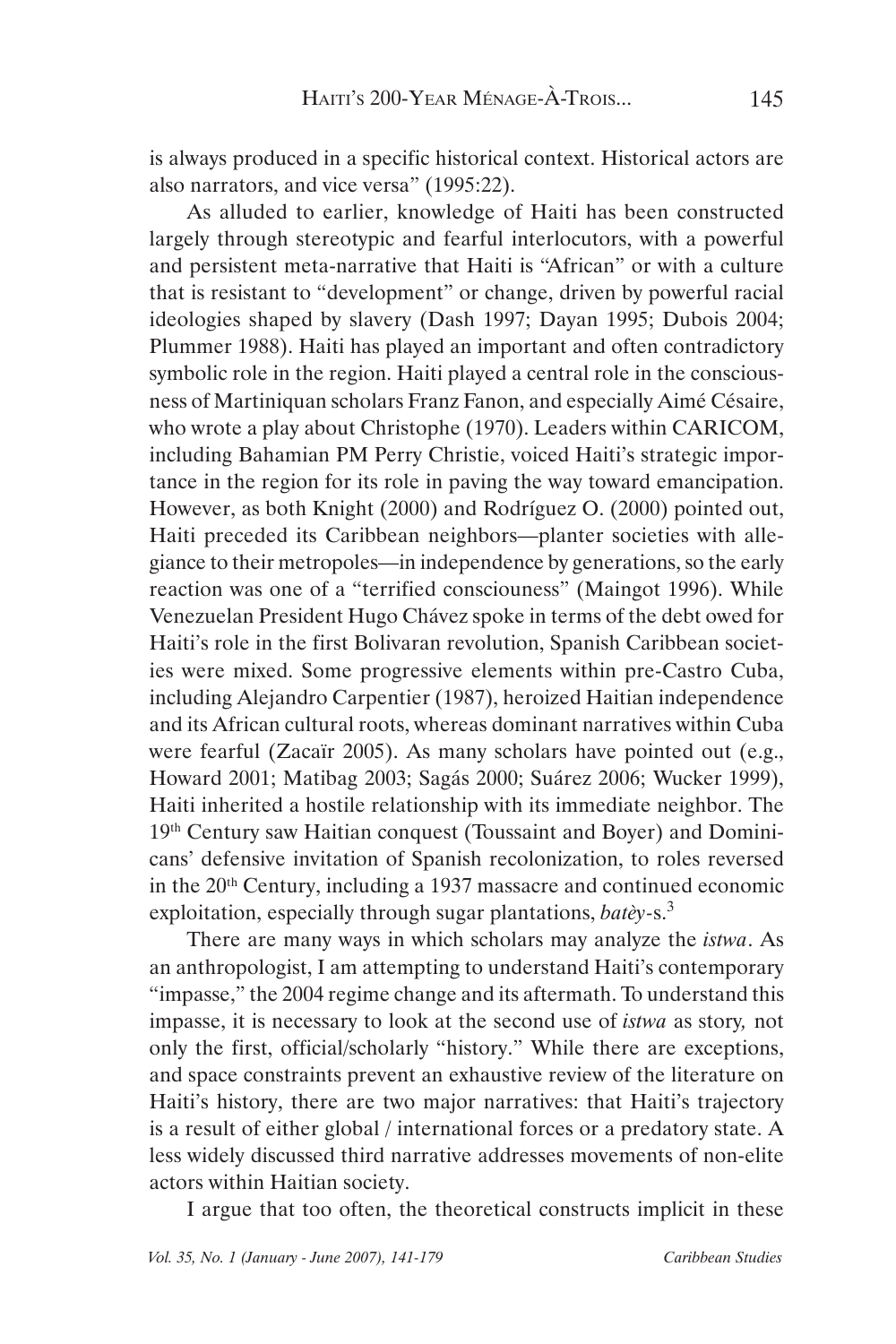is always produced in a specific historical context. Historical actors are also narrators, and vice versa" (1995:22).

As alluded to earlier, knowledge of Haiti has been constructed largely through stereotypic and fearful interlocutors, with a powerful and persistent meta-narrative that Haiti is "African" or with a culture that is resistant to "development" or change, driven by powerful racial ideologies shaped by slavery (Dash 1997; Dayan 1995; Dubois 2004; Plummer 1988). Haiti has played an important and often contradictory symbolic role in the region. Haiti played a central role in the consciousness of Martiniquan scholars Franz Fanon, and especially Aimé Césaire, who wrote a play about Christophe (1970). Leaders within CARICOM, including Bahamian PM Perry Christie, voiced Haiti's strategic importance in the region for its role in paving the way toward emancipation. However, as both Knight (2000) and Rodríguez O. (2000) pointed out, Haiti preceded its Caribbean neighbors—planter societies with allegiance to their metropoles—in independence by generations, so the early reaction was one of a "terrified consciouness" (Maingot 1996). While Venezuelan President Hugo Chávez spoke in terms of the debt owed for Haiti's role in the first Bolivaran revolution, Spanish Caribbean societies were mixed. Some progressive elements within pre-Castro Cuba, including Alejandro Carpentier (1987), heroized Haitian independence and its African cultural roots, whereas dominant narratives within Cuba were fearful (Zacaïr 2005). As many scholars have pointed out (e.g., Howard 2001; Matibag 2003; Sagás 2000; Suárez 2006; Wucker 1999), Haiti inherited a hostile relationship with its immediate neighbor. The 19th Century saw Haitian conquest (Toussaint and Boyer) and Dominicans' defensive invitation of Spanish recolonization, to roles reversed in the 20th Century, including a 1937 massacre and continued economic exploitation, especially through sugar plantations, *batèy*-s.[3]

There are many ways in which scholars may analyze the *istwa*. As an anthropologist, I am attempting to understand Haiti's contemporary "impasse," the 2004 regime change and its aftermath. To understand this impasse, it is necessary to look at the second use of *istwa* as story, not only the first, official/scholarly "history." While there are exceptions, and space constraints prevent an exhaustive review of the literature on Haiti's history, there are two major narratives: that Haiti's trajectory is a result of either global / international forces or a predatory state. A less widely discussed third narrative addresses movements of non-elite actors within Haitian society.

I argue that too often, the theoretical constructs implicit in these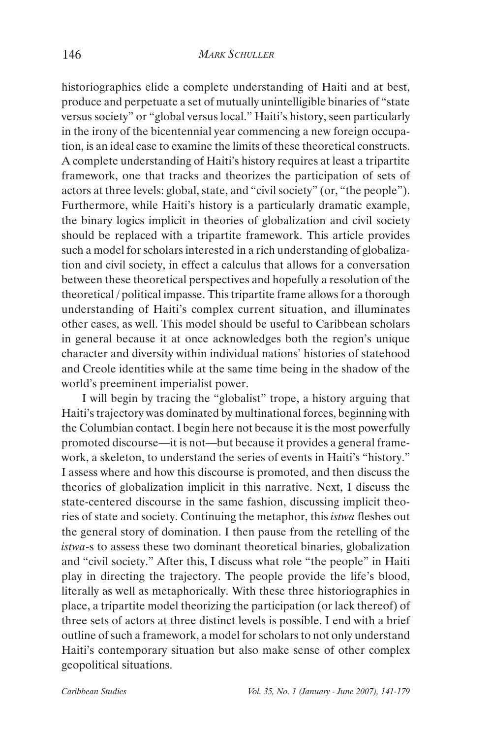historiographies elide a complete understanding of Haiti and at best, produce and perpetuate a set of mutually unintelligible binaries of "state versus society" or "global versus local." Haiti's history, seen particularly in the irony of the bicentennial year commencing a new foreign occupation, is an ideal case to examine the limits of these theoretical constructs. A complete understanding of Haiti's history requires at least a tripartite framework, one that tracks and theorizes the participation of sets of actors at three levels: global, state, and "civil society" (or, "the people"). Furthermore, while Haiti's history is a particularly dramatic example, the binary logics implicit in theories of globalization and civil society should be replaced with a tripartite framework. This article provides such a model for scholars interested in a rich understanding of globalization and civil society, in effect a calculus that allows for a conversation between these theoretical perspectives and hopefully a resolution of the theoretical / political impasse. This tripartite frame allows for a thorough understanding of Haiti's complex current situation, and illuminates other cases, as well. This model should be useful to Caribbean scholars in general because it at once acknowledges both the region's unique character and diversity within individual nations' histories of statehood and Creole identities while at the same time being in the shadow of the world's preeminent imperialist power.

I will begin by tracing the "globalist" trope, a history arguing that Haiti's trajectory was dominated by multinational forces, beginning with the Columbian contact. I begin here not because it is the most powerfully promoted discourse—it is not—but because it provides a general framework, a skeleton, to understand the series of events in Haiti's "history." I assess where and how this discourse is promoted, and then discuss the theories of globalization implicit in this narrative. Next, I discuss the state-centered discourse in the same fashion, discussing implicit theories of state and society. Continuing the metaphor, this *istwa* fleshes out the general story of domination. I then pause from the retelling of the *istwa*-s to assess these two dominant theoretical binaries, globalization and "civil society." After this, I discuss what role "the people" in Haiti play in directing the trajectory. The people provide the life's blood, literally as well as metaphorically. With these three historiographies in place, a tripartite model theorizing the participation (or lack thereof) of three sets of actors at three distinct levels is possible. I end with a brief outline of such a framework, a model for scholars to not only understand Haiti's contemporary situation but also make sense of other complex geopolitical situations.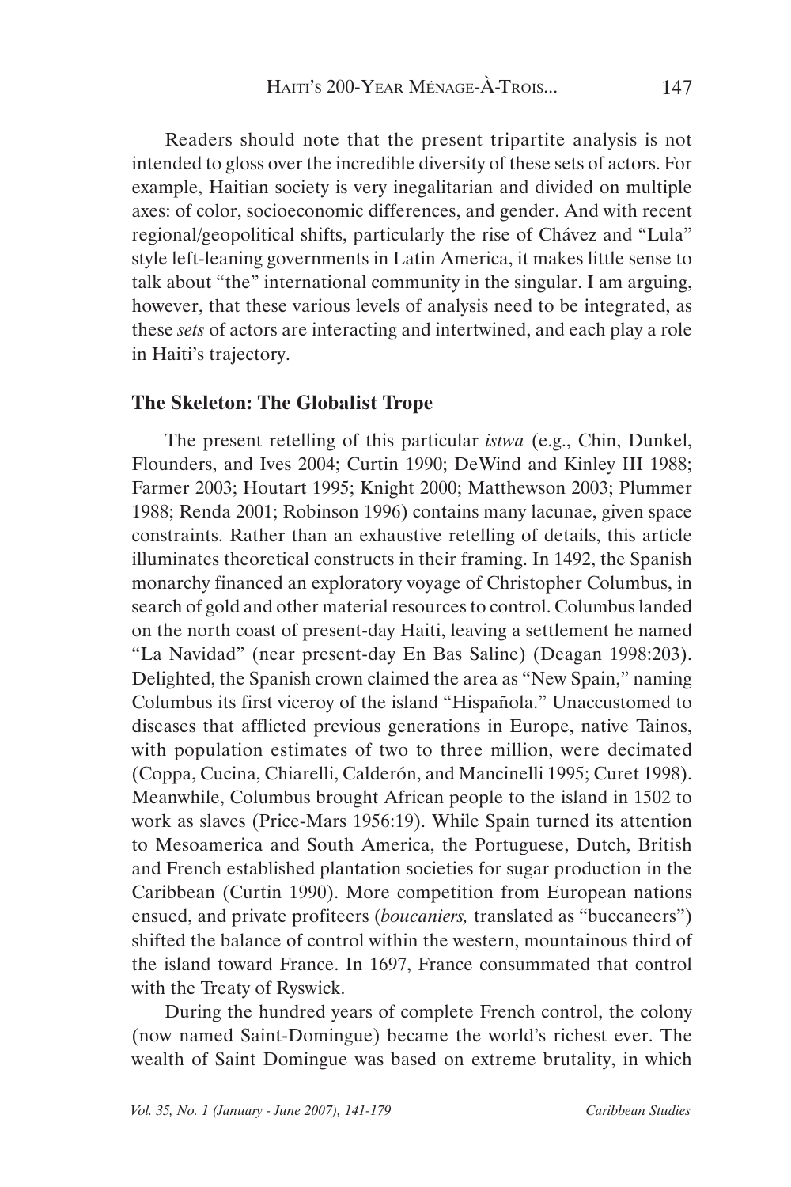Readers should note that the present tripartite analysis is not intended to gloss over the incredible diversity of these sets of actors. For example, Haitian society is very inegalitarian and divided on multiple axes: of color, socioeconomic differences, and gender. And with recent regional/geopolitical shifts, particularly the rise of Chávez and "Lula" style left-leaning governments in Latin America, it makes little sense to talk about "the" international community in the singular. I am arguing, however, that these various levels of analysis need to be integrated, as these *sets* of actors are interacting and intertwined, and each play a role in Haiti's trajectory.

## The Skeleton: The Globalist Trope

The present retelling of this particular *istwa* (e.g., Chin, Dunkel, Flounders, and Ives 2004; Curtin 1990; DeWind and Kinley III 1988; Farmer 2003; Houtart 1995; Knight 2000; Matthewson 2003; Plummer 1988; Renda 2001; Robinson 1996) contains many lacunae, given space constraints. Rather than an exhaustive retelling of details, this article illuminates theoretical constructs in their framing. In 1492, the Spanish monarchy financed an exploratory voyage of Christopher Columbus, in search of gold and other material resources to control. Columbus landed on the north coast of present-day Haiti, leaving a settlement he named "La Navidad" (near present-day En Bas Saline) (Deagan 1998:203). Delighted, the Spanish crown claimed the area as "New Spain," naming Columbus its first viceroy of the island "Hispañola." Unaccustomed to diseases that afflicted previous generations in Europe, native Tainos, with population estimates of two to three million, were decimated (Coppa, Cucina, Chiarelli, Calderón, and Mancinelli 1995; Curet 1998). Meanwhile, Columbus brought African people to the island in 1502 to work as slaves (Price-Mars 1956:19). While Spain turned its attention to Mesoamerica and South America, the Portuguese, Dutch, British and French established plantation societies for sugar production in the Caribbean (Curtin 1990). More competition from European nations ensued, and private profiteers (*boucaniers,* translated as "buccaneers") shifted the balance of control within the western, mountainous third of the island toward France. In 1697, France consummated that control with the Treaty of Ryswick.

During the hundred years of complete French control, the colony (now named Saint-Domingue) became the world's richest ever. The wealth of Saint Domingue was based on extreme brutality, in which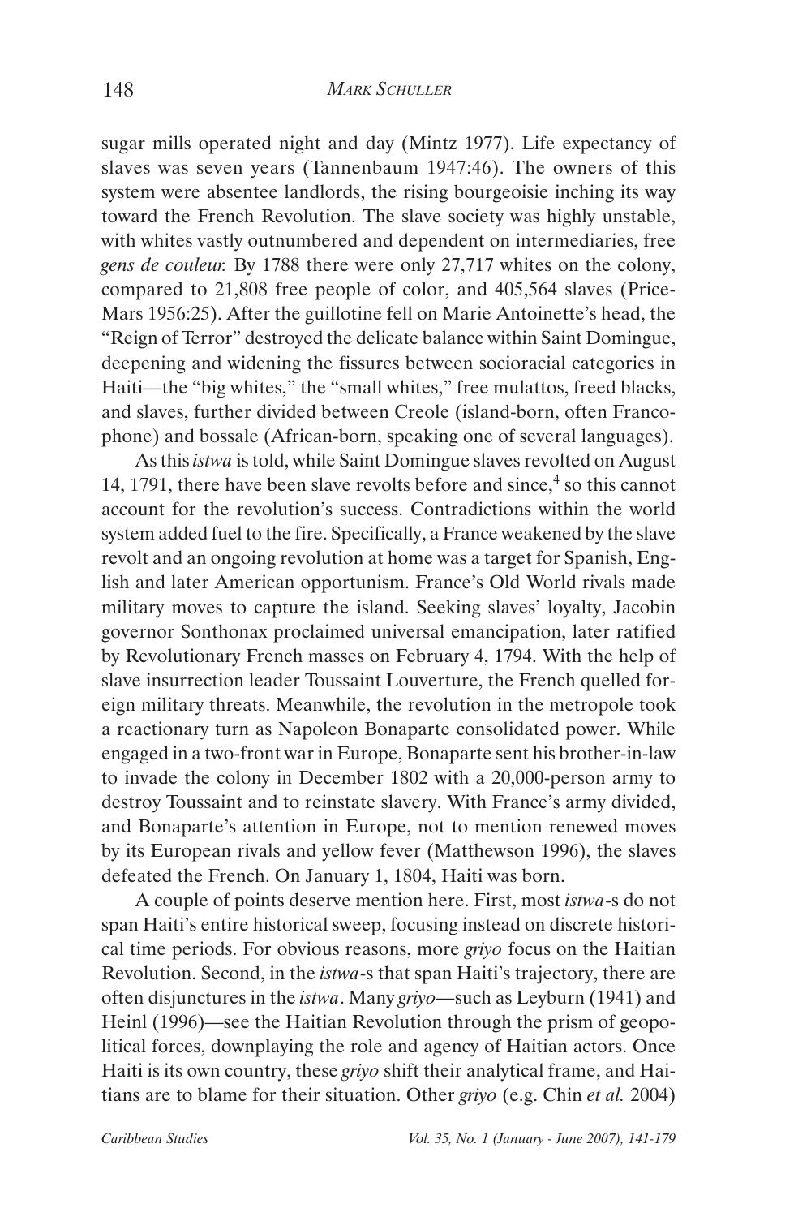sugar mills operated night and day (Mintz 1977). Life expectancy of slaves was seven years (Tannenbaum 1947:46). The owners of this system were absentee landlords, the rising bourgeoisie inching its way toward the French Revolution. The slave society was highly unstable, with whites vastly outnumbered and dependent on intermediaries, free *gens de couleur.* By 1788 there were only 27,717 whites on the colony, compared to 21,808 free people of color, and 405,564 slaves (Price-Mars 1956:25). After the guillotine fell on Marie Antoinette's head, the "Reign of Terror" destroyed the delicate balance within Saint Domingue, deepening and widening the fissures between socioracial categories in Haiti—the "big whites," the "small whites," free mulattos, freed blacks, and slaves, further divided between Creole (island-born, often Francophone) and bossale (African-born, speaking one of several languages).

As this *istwa* is told, while Saint Domingue slaves revolted on August 14, 1791, there have been slave revolts before and since,[4] so this cannot account for the revolution's success. Contradictions within the world system added fuel to the fire. Specifically, a France weakened by the slave revolt and an ongoing revolution at home was a target for Spanish, English and later American opportunism. France's Old World rivals made military moves to capture the island. Seeking slaves' loyalty, Jacobin governor Sonthonax proclaimed universal emancipation, later ratified by Revolutionary French masses on February 4, 1794. With the help of slave insurrection leader Toussaint Louverture, the French quelled foreign military threats. Meanwhile, the revolution in the metropole took a reactionary turn as Napoleon Bonaparte consolidated power. While engaged in a two-front war in Europe, Bonaparte sent his brother-in-law to invade the colony in December 1802 with a 20,000-person army to destroy Toussaint and to reinstate slavery. With France's army divided, and Bonaparte's attention in Europe, not to mention renewed moves by its European rivals and yellow fever (Matthewson 1996), the slaves defeated the French. On January 1, 1804, Haiti was born.

A couple of points deserve mention here. First, most *istwa*-s do not span Haiti's entire historical sweep, focusing instead on discrete historical time periods. For obvious reasons, more *griyo* focus on the Haitian Revolution. Second, in the *istwa*-s that span Haiti's trajectory, there are often disjunctures in the *istwa*. Many *griyo*—such as Leyburn (1941) and Heinl (1996)—see the Haitian Revolution through the prism of geopolitical forces, downplaying the role and agency of Haitian actors. Once Haiti is its own country, these *griyo* shift their analytical frame, and Haitians are to blame for their situation. Other *griyo* (e.g. Chin *et al.* 2004)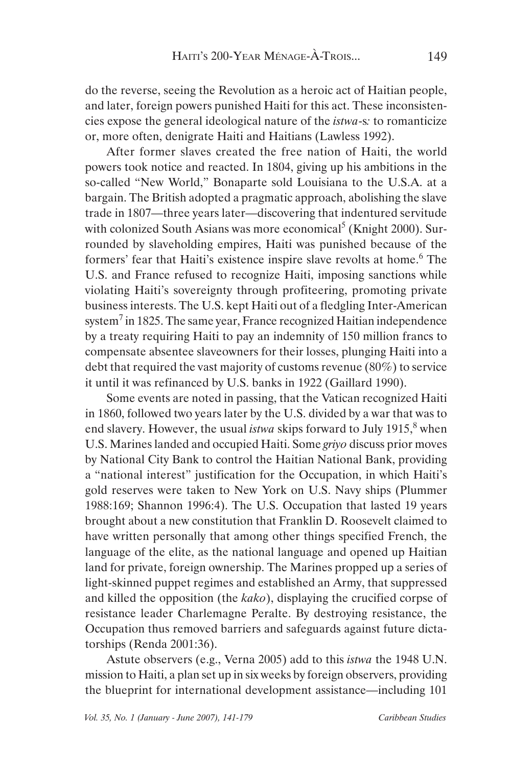do the reverse, seeing the Revolution as a heroic act of Haitian people, and later, foreign powers punished Haiti for this act. These inconsistencies expose the general ideological nature of the *istwa*-s*:* to romanticize or, more often, denigrate Haiti and Haitians (Lawless 1992).

After former slaves created the free nation of Haiti, the world powers took notice and reacted. In 1804, giving up his ambitions in the so-called "New World," Bonaparte sold Louisiana to the U.S.A. at a bargain. The British adopted a pragmatic approach, abolishing the slave trade in 1807—three years later—discovering that indentured servitude with colonized South Asians was more economical[5] (Knight 2000). Surrounded by slaveholding empires, Haiti was punished because of the formers' fear that Haiti's existence inspire slave revolts at home.[6] The U.S. and France refused to recognize Haiti, imposing sanctions while violating Haiti's sovereignty through profiteering, promoting private business interests. The U.S. kept Haiti out of a fledgling Inter-American system[7] in 1825. The same year, France recognized Haitian independence by a treaty requiring Haiti to pay an indemnity of 150 million francs to compensate absentee slaveowners for their losses, plunging Haiti into a debt that required the vast majority of customs revenue (80%) to service it until it was refinanced by U.S. banks in 1922 (Gaillard 1990).

Some events are noted in passing, that the Vatican recognized Haiti in 1860, followed two years later by the U.S. divided by a war that was to end slavery. However, the usual *istwa* skips forward to July 1915,[8] when U.S. Marines landed and occupied Haiti. Some *griyo* discuss prior moves by National City Bank to control the Haitian National Bank, providing a "national interest" justification for the Occupation, in which Haiti's gold reserves were taken to New York on U.S. Navy ships (Plummer 1988:169; Shannon 1996:4). The U.S. Occupation that lasted 19 years brought about a new constitution that Franklin D. Roosevelt claimed to have written personally that among other things specified French, the language of the elite, as the national language and opened up Haitian land for private, foreign ownership. The Marines propped up a series of light-skinned puppet regimes and established an Army, that suppressed and killed the opposition (the *kako*), displaying the crucified corpse of resistance leader Charlemagne Peralte. By destroying resistance, the Occupation thus removed barriers and safeguards against future dictatorships (Renda 2001:36).

Astute observers (e.g., Verna 2005) add to this *istwa* the 1948 U.N. mission to Haiti, a plan set up in six weeks by foreign observers, providing the blueprint for international development assistance—including 101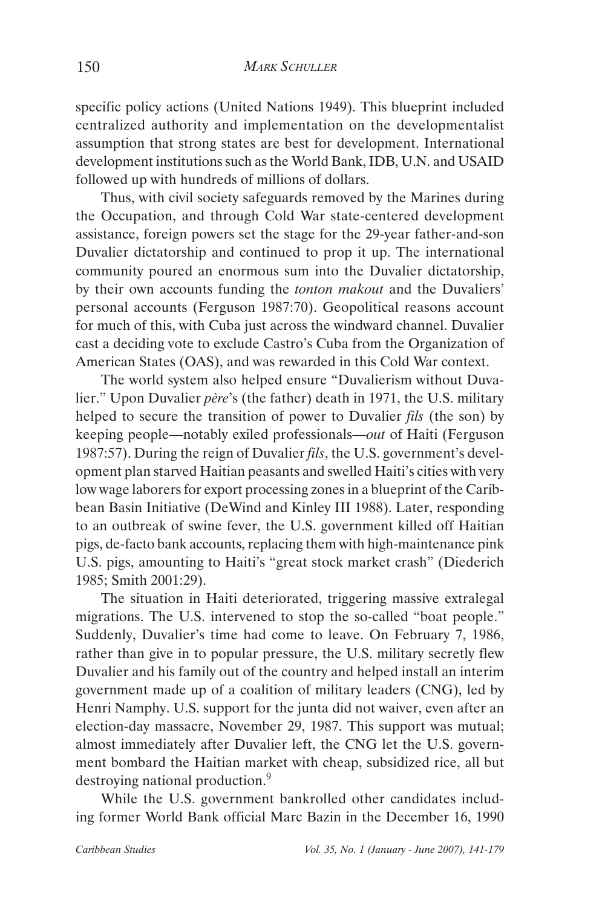specific policy actions (United Nations 1949). This blueprint included centralized authority and implementation on the developmentalist assumption that strong states are best for development. International development institutions such as the World Bank, IDB, U.N. and USAID followed up with hundreds of millions of dollars.

Thus, with civil society safeguards removed by the Marines during the Occupation, and through Cold War state-centered development assistance, foreign powers set the stage for the 29-year father-and-son Duvalier dictatorship and continued to prop it up. The international community poured an enormous sum into the Duvalier dictatorship, by their own accounts funding the *tonton makout* and the Duvaliers' personal accounts (Ferguson 1987:70). Geopolitical reasons account for much of this, with Cuba just across the windward channel. Duvalier cast a deciding vote to exclude Castro's Cuba from the Organization of American States (OAS), and was rewarded in this Cold War context.

The world system also helped ensure "Duvalierism without Duvalier." Upon Duvalier *père*'s (the father) death in 1971, the U.S. military helped to secure the transition of power to Duvalier *fils* (the son) by keeping people—notably exiled professionals—*out* of Haiti (Ferguson 1987:57). During the reign of Duvalier *fils*, the U.S. government's development plan starved Haitian peasants and swelled Haiti's cities with very low wage laborers for export processing zones in a blueprint of the Caribbean Basin Initiative (DeWind and Kinley III 1988). Later, responding to an outbreak of swine fever, the U.S. government killed off Haitian pigs, de-facto bank accounts, replacing them with high-maintenance pink U.S. pigs, amounting to Haiti's "great stock market crash" (Diederich 1985; Smith 2001:29).

The situation in Haiti deteriorated, triggering massive extralegal migrations. The U.S. intervened to stop the so-called "boat people." Suddenly, Duvalier's time had come to leave. On February 7, 1986, rather than give in to popular pressure, the U.S. military secretly flew Duvalier and his family out of the country and helped install an interim government made up of a coalition of military leaders (CNG), led by Henri Namphy. U.S. support for the junta did not waiver, even after an election-day massacre, November 29, 1987. This support was mutual; almost immediately after Duvalier left, the CNG let the U.S. government bombard the Haitian market with cheap, subsidized rice, all but destroying national production.[9]

While the U.S. government bankrolled other candidates including former World Bank official Marc Bazin in the December 16, 1990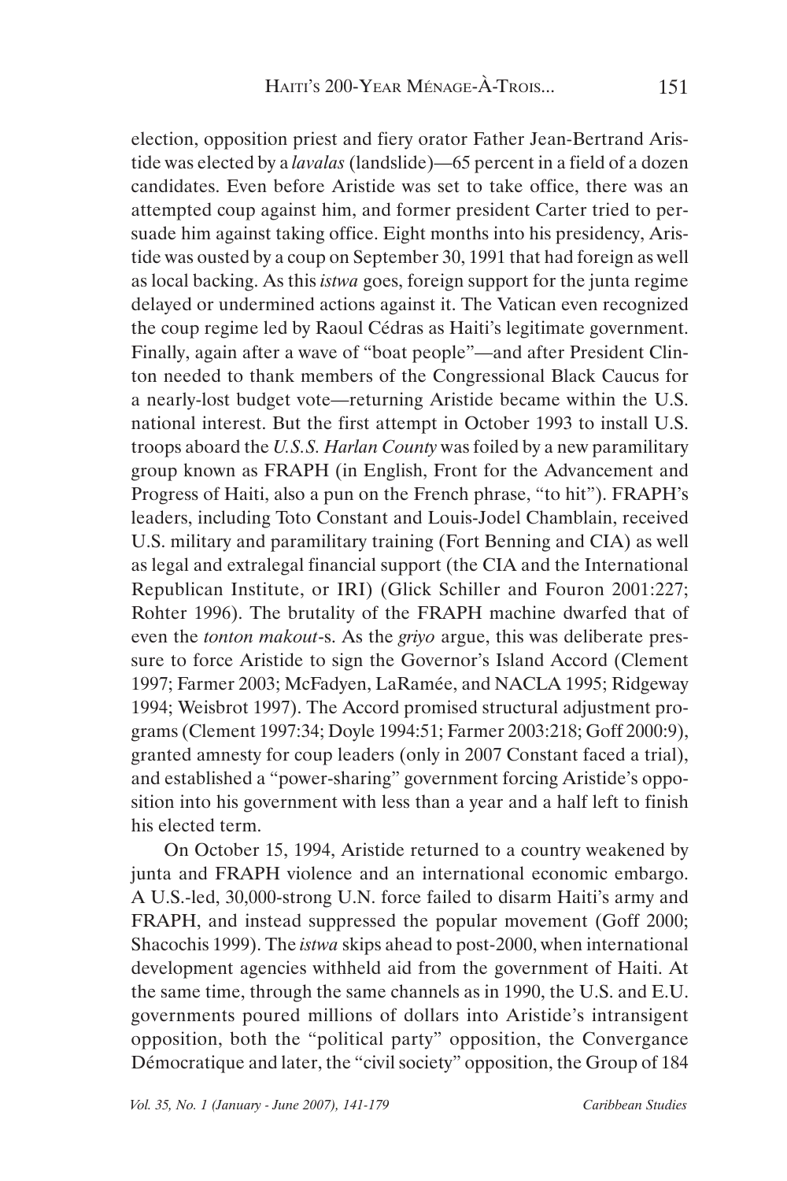election, opposition priest and fiery orator Father Jean-Bertrand Aristide was elected by a *lavalas* (landslide)—65 percent in a field of a dozen candidates. Even before Aristide was set to take office, there was an attempted coup against him, and former president Carter tried to persuade him against taking office. Eight months into his presidency, Aristide was ousted by a coup on September 30, 1991 that had foreign as well as local backing. As this *istwa* goes, foreign support for the junta regime delayed or undermined actions against it. The Vatican even recognized the coup regime led by Raoul Cédras as Haiti's legitimate government. Finally, again after a wave of "boat people"—and after President Clinton needed to thank members of the Congressional Black Caucus for a nearly-lost budget vote—returning Aristide became within the U.S. national interest. But the first attempt in October 1993 to install U.S. troops aboard the *U.S.S. Harlan County* was foiled by a new paramilitary group known as FRAPH (in English, Front for the Advancement and Progress of Haiti, also a pun on the French phrase, "to hit"). FRAPH's leaders, including Toto Constant and Louis-Jodel Chamblain, received U.S. military and paramilitary training (Fort Benning and CIA) as well as legal and extralegal financial support (the CIA and the International Republican Institute, or IRI) (Glick Schiller and Fouron 2001:227; Rohter 1996). The brutality of the FRAPH machine dwarfed that of even the *tonton makout*-s. As the *griyo* argue, this was deliberate pressure to force Aristide to sign the Governor's Island Accord (Clement 1997; Farmer 2003; McFadyen, LaRamée, and NACLA 1995; Ridgeway 1994; Weisbrot 1997). The Accord promised structural adjustment programs (Clement 1997:34; Doyle 1994:51; Farmer 2003:218; Goff 2000:9), granted amnesty for coup leaders (only in 2007 Constant faced a trial), and established a "power-sharing" government forcing Aristide's opposition into his government with less than a year and a half left to finish his elected term.

On October 15, 1994, Aristide returned to a country weakened by junta and FRAPH violence and an international economic embargo. A U.S.-led, 30,000-strong U.N. force failed to disarm Haiti's army and FRAPH, and instead suppressed the popular movement (Goff 2000; Shacochis 1999). The *istwa* skips ahead to post-2000, when international development agencies withheld aid from the government of Haiti. At the same time, through the same channels as in 1990, the U.S. and E.U. governments poured millions of dollars into Aristide's intransigent opposition, both the "political party" opposition, the Convergance Démocratique and later, the "civil society" opposition, the Group of 184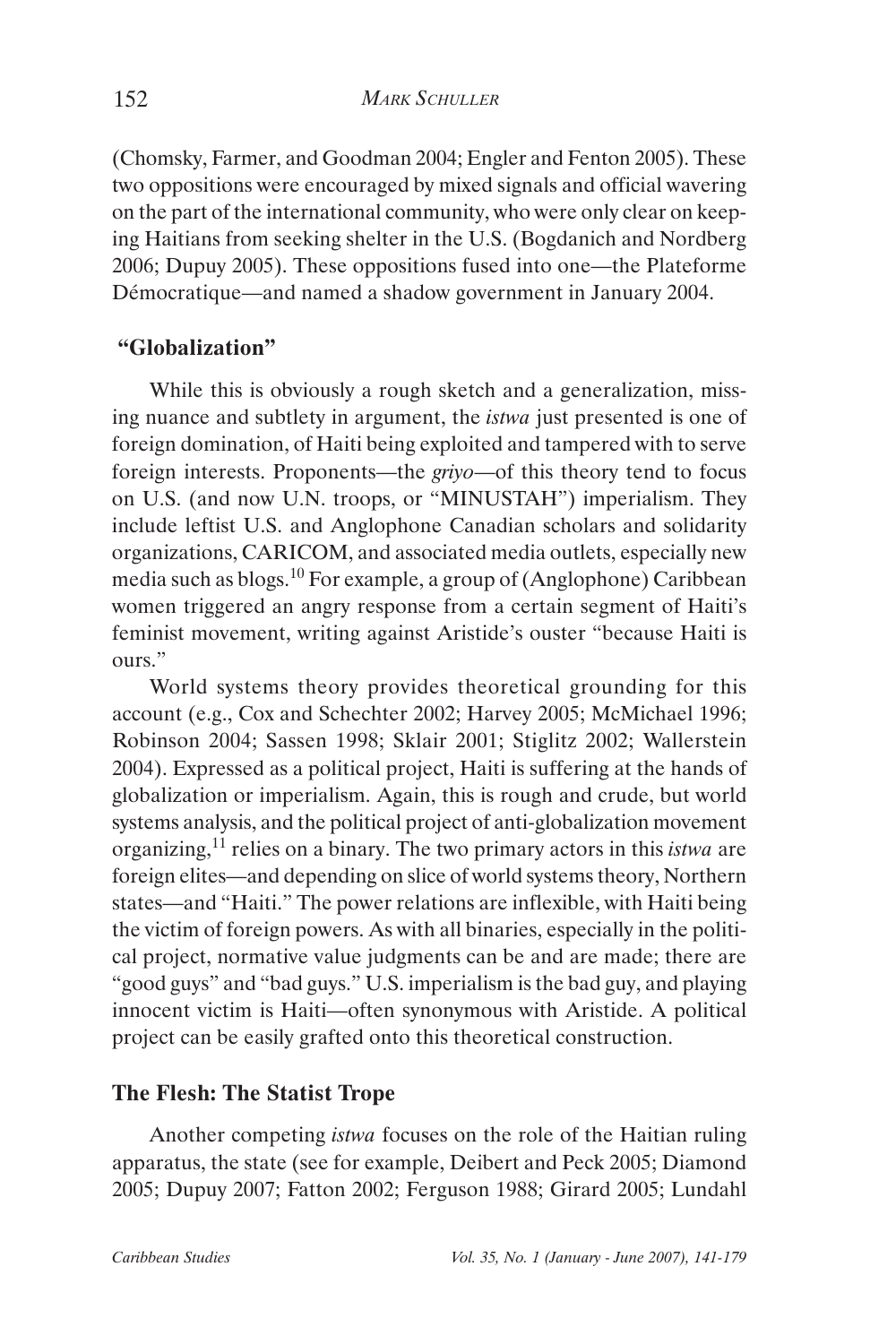(Chomsky, Farmer, and Goodman 2004; Engler and Fenton 2005). These two oppositions were encouraged by mixed signals and official wavering on the part of the international community, who were only clear on keeping Haitians from seeking shelter in the U.S. (Bogdanich and Nordberg 2006; Dupuy 2005). These oppositions fused into one—the Plateforme Démocratique—and named a shadow government in January 2004.

## "Globalization"

While this is obviously a rough sketch and a generalization, missing nuance and subtlety in argument, the *istwa* just presented is one of foreign domination, of Haiti being exploited and tampered with to serve foreign interests. Proponents—the *griyo*—of this theory tend to focus on U.S. (and now U.N. troops, or "MINUSTAH") imperialism. They include leftist U.S. and Anglophone Canadian scholars and solidarity organizations, CARICOM, and associated media outlets, especially new media such as blogs.[10] For example, a group of (Anglophone) Caribbean women triggered an angry response from a certain segment of Haiti's feminist movement, writing against Aristide's ouster "because Haiti is ours."

World systems theory provides theoretical grounding for this account (e.g., Cox and Schechter 2002; Harvey 2005; McMichael 1996; Robinson 2004; Sassen 1998; Sklair 2001; Stiglitz 2002; Wallerstein 2004). Expressed as a political project, Haiti is suffering at the hands of globalization or imperialism. Again, this is rough and crude, but world systems analysis, and the political project of anti-globalization movement organizing,[11] relies on a binary. The two primary actors in this *istwa* are foreign elites—and depending on slice of world systems theory, Northern states—and "Haiti." The power relations are inflexible, with Haiti being the victim of foreign powers. As with all binaries, especially in the political project, normative value judgments can be and are made; there are "good guys" and "bad guys." U.S. imperialism is the bad guy, and playing innocent victim is Haiti—often synonymous with Aristide. A political project can be easily grafted onto this theoretical construction.

## The Flesh: The Statist Trope

Another competing *istwa* focuses on the role of the Haitian ruling apparatus, the state (see for example, Deibert and Peck 2005; Diamond 2005; Dupuy 2007; Fatton 2002; Ferguson 1988; Girard 2005; Lundahl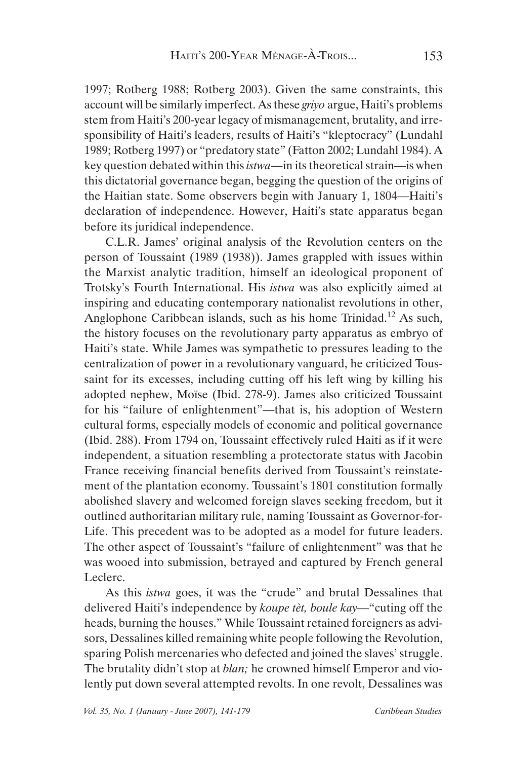1997; Rotberg 1988; Rotberg 2003). Given the same constraints, this account will be similarly imperfect. As these *griyo* argue, Haiti's problems stem from Haiti's 200-year legacy of mismanagement, brutality, and irresponsibility of Haiti's leaders, results of Haiti's "kleptocracy" (Lundahl 1989; Rotberg 1997) or "predatory state" (Fatton 2002; Lundahl 1984). A key question debated within this *istwa*—in its theoretical strain—is when this dictatorial governance began, begging the question of the origins of the Haitian state. Some observers begin with January 1, 1804—Haiti's declaration of independence. However, Haiti's state apparatus began before its juridical independence.

C.L.R. James' original analysis of the Revolution centers on the person of Toussaint (1989 (1938)). James grappled with issues within the Marxist analytic tradition, himself an ideological proponent of Trotsky's Fourth International. His *istwa* was also explicitly aimed at inspiring and educating contemporary nationalist revolutions in other, Anglophone Caribbean islands, such as his home Trinidad.[12] As such, the history focuses on the revolutionary party apparatus as embryo of Haiti's state. While James was sympathetic to pressures leading to the centralization of power in a revolutionary vanguard, he criticized Toussaint for its excesses, including cutting off his left wing by killing his adopted nephew, Moïse (Ibid. 278-9). James also criticized Toussaint for his "failure of enlightenment"—that is, his adoption of Western cultural forms, especially models of economic and political governance (Ibid. 288). From 1794 on, Toussaint effectively ruled Haiti as if it were independent, a situation resembling a protectorate status with Jacobin France receiving financial benefits derived from Toussaint's reinstatement of the plantation economy. Toussaint's 1801 constitution formally abolished slavery and welcomed foreign slaves seeking freedom, but it outlined authoritarian military rule, naming Toussaint as Governor-for-Life. This precedent was to be adopted as a model for future leaders. The other aspect of Toussaint's "failure of enlightenment" was that he was wooed into submission, betrayed and captured by French general Leclerc.

As this *istwa* goes, it was the "crude" and brutal Dessalines that delivered Haiti's independence by *koupe tèt, boule kay*—"cuting off the heads, burning the houses." While Toussaint retained foreigners as advisors, Dessalines killed remaining white people following the Revolution, sparing Polish mercenaries who defected and joined the slaves' struggle. The brutality didn't stop at *blan;* he crowned himself Emperor and violently put down several attempted revolts. In one revolt, Dessalines was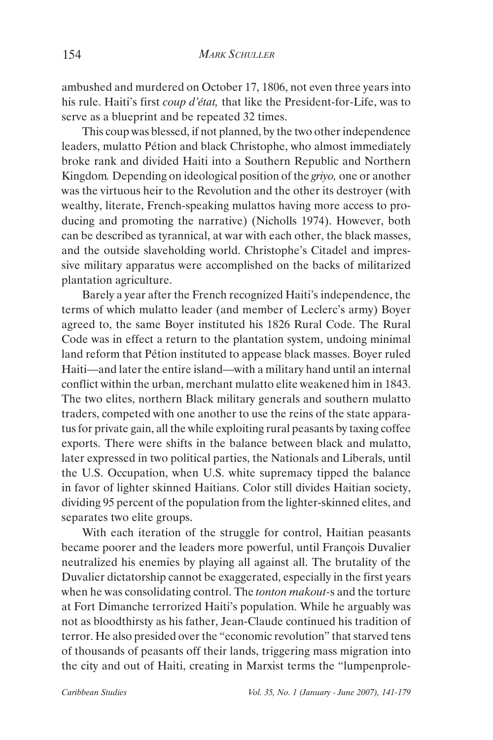ambushed and murdered on October 17, 1806, not even three years into his rule. Haiti's first *coup d'état,* that like the President-for-Life, was to serve as a blueprint and be repeated 32 times.

This coup was blessed, if not planned, by the two other independence leaders, mulatto Pétion and black Christophe, who almost immediately broke rank and divided Haiti into a Southern Republic and Northern Kingdom*.* Depending on ideological position of the *griyo,* one or another was the virtuous heir to the Revolution and the other its destroyer (with wealthy, literate, French-speaking mulattos having more access to producing and promoting the narrative) (Nicholls 1974). However, both can be described as tyrannical, at war with each other, the black masses, and the outside slaveholding world. Christophe's Citadel and impressive military apparatus were accomplished on the backs of militarized plantation agriculture.

Barely a year after the French recognized Haiti's independence, the terms of which mulatto leader (and member of Leclerc's army) Boyer agreed to, the same Boyer instituted his 1826 Rural Code. The Rural Code was in effect a return to the plantation system, undoing minimal land reform that Pétion instituted to appease black masses. Boyer ruled Haiti—and later the entire island—with a military hand until an internal conflict within the urban, merchant mulatto elite weakened him in 1843. The two elites, northern Black military generals and southern mulatto traders, competed with one another to use the reins of the state apparatus for private gain, all the while exploiting rural peasants by taxing coffee exports. There were shifts in the balance between black and mulatto, later expressed in two political parties, the Nationals and Liberals, until the U.S. Occupation, when U.S. white supremacy tipped the balance in favor of lighter skinned Haitians. Color still divides Haitian society, dividing 95 percent of the population from the lighter-skinned elites, and separates two elite groups.

With each iteration of the struggle for control, Haitian peasants became poorer and the leaders more powerful, until François Duvalier neutralized his enemies by playing all against all. The brutality of the Duvalier dictatorship cannot be exaggerated, especially in the first years when he was consolidating control. The *tonton makout*-s and the torture at Fort Dimanche terrorized Haiti's population. While he arguably was not as bloodthirsty as his father, Jean-Claude continued his tradition of terror. He also presided over the "economic revolution" that starved tens of thousands of peasants off their lands, triggering mass migration into the city and out of Haiti, creating in Marxist terms the "lumpenprole-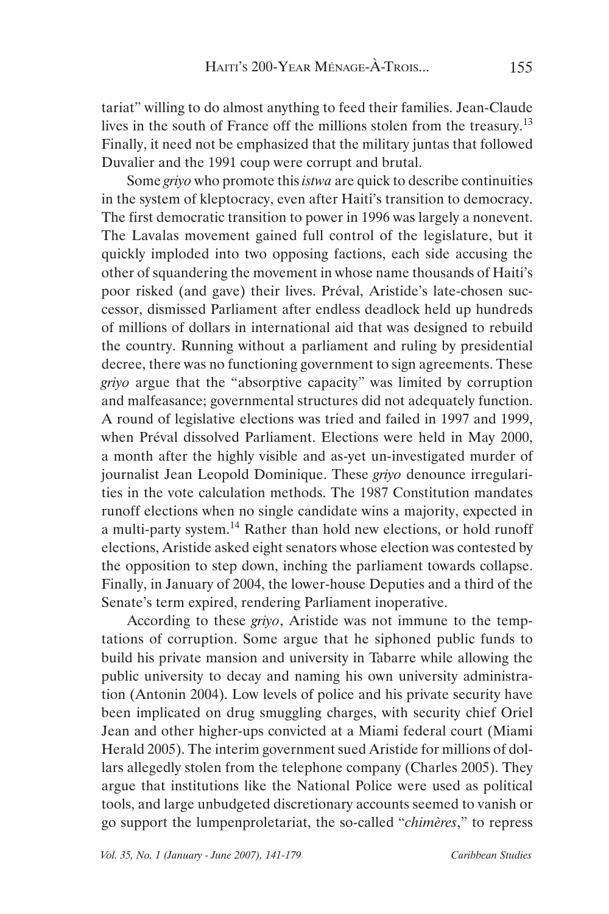tariat" willing to do almost anything to feed their families. Jean-Claude lives in the south of France off the millions stolen from the treasury.[13] Finally, it need not be emphasized that the military juntas that followed Duvalier and the 1991 coup were corrupt and brutal.

Some *griyo* who promote this *istwa* are quick to describe continuities in the system of kleptocracy, even after Haiti's transition to democracy. The first democratic transition to power in 1996 was largely a nonevent. The Lavalas movement gained full control of the legislature, but it quickly imploded into two opposing factions, each side accusing the other of squandering the movement in whose name thousands of Haiti's poor risked (and gave) their lives. Préval, Aristide's late-chosen successor, dismissed Parliament after endless deadlock held up hundreds of millions of dollars in international aid that was designed to rebuild the country. Running without a parliament and ruling by presidential decree, there was no functioning government to sign agreements. These *griyo* argue that the "absorptive capacity" was limited by corruption and malfeasance; governmental structures did not adequately function. A round of legislative elections was tried and failed in 1997 and 1999, when Préval dissolved Parliament. Elections were held in May 2000, a month after the highly visible and as-yet un-investigated murder of journalist Jean Leopold Dominique. These *griyo* denounce irregularities in the vote calculation methods. The 1987 Constitution mandates runoff elections when no single candidate wins a majority, expected in a multi-party system.[14] Rather than hold new elections, or hold runoff elections, Aristide asked eight senators whose election was contested by the opposition to step down, inching the parliament towards collapse. Finally, in January of 2004, the lower-house Deputies and a third of the Senate's term expired, rendering Parliament inoperative.

According to these *griyo*, Aristide was not immune to the temptations of corruption. Some argue that he siphoned public funds to build his private mansion and university in Tabarre while allowing the public university to decay and naming his own university administration (Antonin 2004). Low levels of police and his private security have been implicated on drug smuggling charges, with security chief Oriel Jean and other higher-ups convicted at a Miami federal court (Miami Herald 2005). The interim government sued Aristide for millions of dollars allegedly stolen from the telephone company (Charles 2005). They argue that institutions like the National Police were used as political tools, and large unbudgeted discretionary accounts seemed to vanish or go support the lumpenproletariat, the so-called "*chimères*," to repress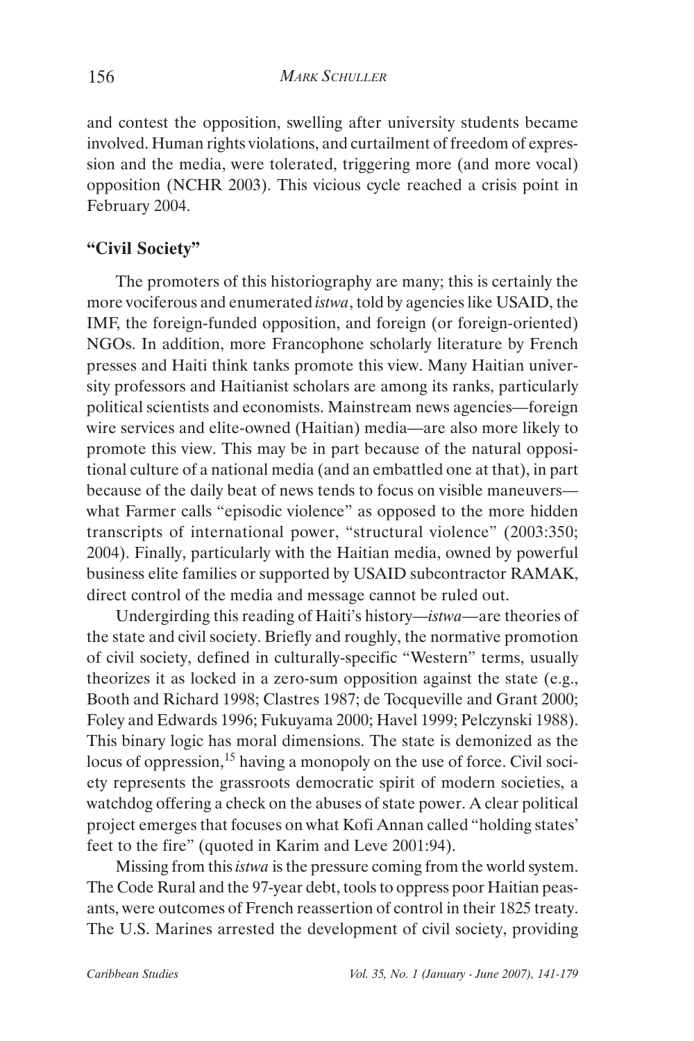and contest the opposition, swelling after university students became involved. Human rights violations, and curtailment of freedom of expression and the media, were tolerated, triggering more (and more vocal) opposition (NCHR 2003). This vicious cycle reached a crisis point in February 2004.

### **"Civil Society"**

The promoters of this historiography are many; this is certainly the more vociferous and enumerated *istwa*, told by agencies like USAID, the IMF, the foreign-funded opposition, and foreign (or foreign-oriented) NGOs. In addition, more Francophone scholarly literature by French presses and Haiti think tanks promote this view. Many Haitian university professors and Haitianist scholars are among its ranks, particularly political scientists and economists. Mainstream news agencies—foreign wire services and elite-owned (Haitian) media—are also more likely to promote this view. This may be in part because of the natural oppositional culture of a national media (and an embattled one at that), in part because of the daily beat of news tends to focus on visible maneuvers—what Farmer calls "episodic violence" as opposed to the more hidden transcripts of international power, "structural violence" (2003:350; 2004). Finally, particularly with the Haitian media, owned by powerful business elite families or supported by USAID subcontractor RAMAK, direct control of the media and message cannot be ruled out.

Undergirding this reading of Haiti's history—*istwa*—are theories of the state and civil society. Briefly and roughly, the normative promotion of civil society, defined in culturally-specific "Western" terms, usually theorizes it as locked in a zero-sum opposition against the state (e.g., Booth and Richard 1998; Clastres 1987; de Tocqueville and Grant 2000; Foley and Edwards 1996; Fukuyama 2000; Havel 1999; Pelczynski 1988). This binary logic has moral dimensions. The state is demonized as the locus of oppression,[15] having a monopoly on the use of force. Civil society represents the grassroots democratic spirit of modern societies, a watchdog offering a check on the abuses of state power. A clear political project emerges that focuses on what Kofi Annan called "holding states' feet to the fire" (quoted in Karim and Leve 2001:94).

Missing from this *istwa* is the pressure coming from the world system. The Code Rural and the 97-year debt, tools to oppress poor Haitian peasants, were outcomes of French reassertion of control in their 1825 treaty. The U.S. Marines arrested the development of civil society, providing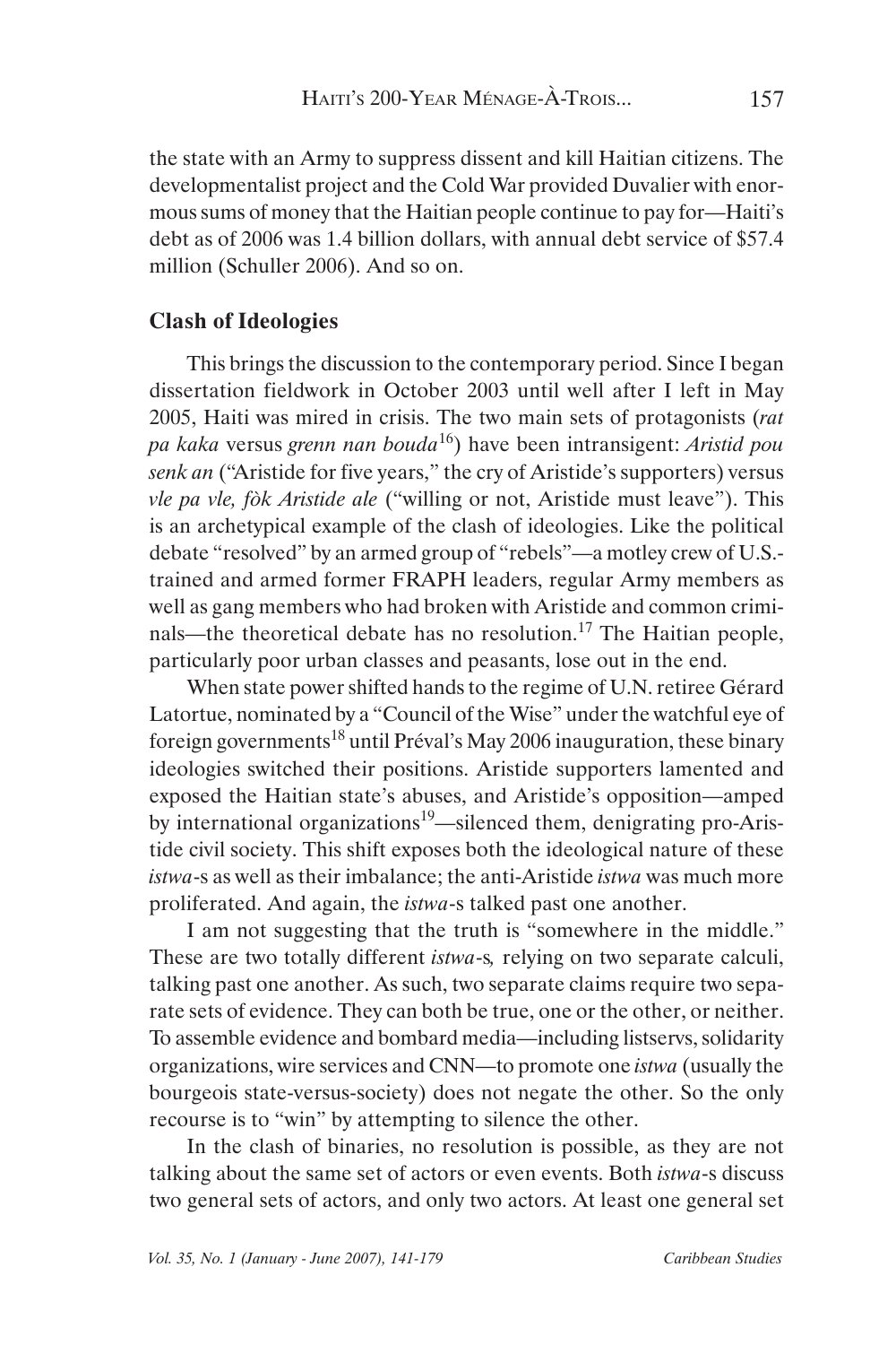the state with an Army to suppress dissent and kill Haitian citizens. The developmentalist project and the Cold War provided Duvalier with enormous sums of money that the Haitian people continue to pay for—Haiti's debt as of 2006 was 1.4 billion dollars, with annual debt service of $57.4 million (Schuller 2006). And so on.

### Clash of Ideologies

This brings the discussion to the contemporary period. Since I began dissertation fieldwork in October 2003 until well after I left in May 2005, Haiti was mired in crisis. The two main sets of protagonists (*rat pa kaka* versus *grenn nan bouda*[16]) have been intransigent: *Aristid pou senk an* ("Aristide for five years," the cry of Aristide's supporters) versus *vle pa vle, fòk Aristide ale* ("willing or not, Aristide must leave"). This is an archetypical example of the clash of ideologies. Like the political debate "resolved" by an armed group of "rebels"—a motley crew of U.S.-trained and armed former FRAPH leaders, regular Army members as well as gang members who had broken with Aristide and common criminals—the theoretical debate has no resolution.[17] The Haitian people, particularly poor urban classes and peasants, lose out in the end.

When state power shifted hands to the regime of U.N. retiree Gérard Latortue, nominated by a "Council of the Wise" under the watchful eye of foreign governments[18] until Préval's May 2006 inauguration, these binary ideologies switched their positions. Aristide supporters lamented and exposed the Haitian state's abuses, and Aristide's opposition—amped by international organizations[19]—silenced them, denigrating pro-Aristide civil society. This shift exposes both the ideological nature of these *istwa*-s as well as their imbalance; the anti-Aristide *istwa* was much more proliferated. And again, the *istwa*-s talked past one another.

I am not suggesting that the truth is "somewhere in the middle." These are two totally different *istwa*-s*,* relying on two separate calculi, talking past one another. As such, two separate claims require two separate sets of evidence. They can both be true, one or the other, or neither. To assemble evidence and bombard media—including listservs, solidarity organizations, wire services and CNN—to promote one *istwa* (usually the bourgeois state-versus-society) does not negate the other. So the only recourse is to "win" by attempting to silence the other.

In the clash of binaries, no resolution is possible, as they are not talking about the same set of actors or even events. Both *istwa*-s discuss two general sets of actors, and only two actors. At least one general set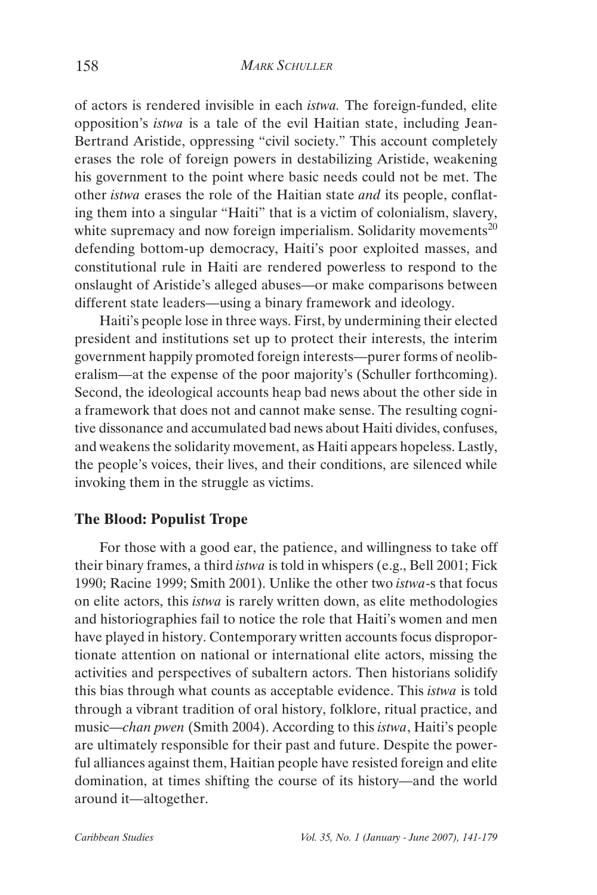of actors is rendered invisible in each *istwa.* The foreign-funded, elite opposition's *istwa* is a tale of the evil Haitian state, including Jean-Bertrand Aristide, oppressing "civil society." This account completely erases the role of foreign powers in destabilizing Aristide, weakening his government to the point where basic needs could not be met. The other *istwa* erases the role of the Haitian state *and* its people, conflating them into a singular "Haiti" that is a victim of colonialism, slavery, white supremacy and now foreign imperialism. Solidarity movements[20] defending bottom-up democracy, Haiti's poor exploited masses, and constitutional rule in Haiti are rendered powerless to respond to the onslaught of Aristide's alleged abuses—or make comparisons between different state leaders—using a binary framework and ideology.

Haiti's people lose in three ways. First, by undermining their elected president and institutions set up to protect their interests, the interim government happily promoted foreign interests—purer forms of neoliberalism—at the expense of the poor majority's (Schuller forthcoming). Second, the ideological accounts heap bad news about the other side in a framework that does not and cannot make sense. The resulting cognitive dissonance and accumulated bad news about Haiti divides, confuses, and weakens the solidarity movement, as Haiti appears hopeless. Lastly, the people's voices, their lives, and their conditions, are silenced while invoking them in the struggle as victims.

## The Blood: Populist Trope

For those with a good ear, the patience, and willingness to take off their binary frames, a third *istwa* is told in whispers (e.g., Bell 2001; Fick 1990; Racine 1999; Smith 2001). Unlike the other two *istwa*-s that focus on elite actors, this *istwa* is rarely written down, as elite methodologies and historiographies fail to notice the role that Haiti's women and men have played in history. Contemporary written accounts focus disproportionate attention on national or international elite actors, missing the activities and perspectives of subaltern actors. Then historians solidify this bias through what counts as acceptable evidence. This *istwa* is told through a vibrant tradition of oral history, folklore, ritual practice, and music—*chan pwen* (Smith 2004). According to this *istwa*, Haiti's people are ultimately responsible for their past and future. Despite the powerful alliances against them, Haitian people have resisted foreign and elite domination, at times shifting the course of its history—and the world around it—altogether.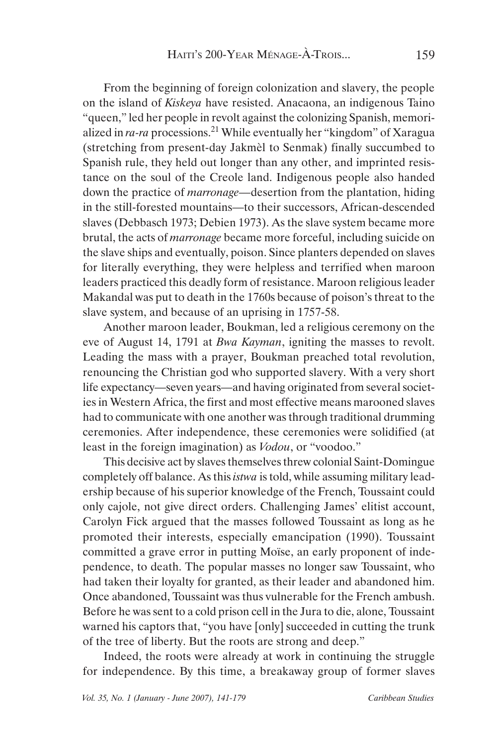From the beginning of foreign colonization and slavery, the people on the island of *Kiskeya* have resisted. Anacaona, an indigenous Taino "queen," led her people in revolt against the colonizing Spanish, memorialized in *ra-ra* processions.[21] While eventually her "kingdom" of Xaragua (stretching from present-day Jakmèl to Senmak) finally succumbed to Spanish rule, they held out longer than any other, and imprinted resistance on the soul of the Creole land. Indigenous people also handed down the practice of *marronage*—desertion from the plantation, hiding in the still-forested mountains—to their successors, African-descended slaves (Debbasch 1973; Debien 1973). As the slave system became more brutal, the acts of *marronage* became more forceful, including suicide on the slave ships and eventually, poison. Since planters depended on slaves for literally everything, they were helpless and terrified when maroon leaders practiced this deadly form of resistance. Maroon religious leader Makandal was put to death in the 1760s because of poison's threat to the slave system, and because of an uprising in 1757-58.

Another maroon leader, Boukman, led a religious ceremony on the eve of August 14, 1791 at *Bwa Kayman*, igniting the masses to revolt. Leading the mass with a prayer, Boukman preached total revolution, renouncing the Christian god who supported slavery. With a very short life expectancy—seven years—and having originated from several societies in Western Africa, the first and most effective means marooned slaves had to communicate with one another was through traditional drumming ceremonies. After independence, these ceremonies were solidified (at least in the foreign imagination) as *Vodou*, or "voodoo."

This decisive act by slaves themselves threw colonial Saint-Domingue completely off balance. As this *istwa* is told, while assuming military leadership because of his superior knowledge of the French, Toussaint could only cajole, not give direct orders. Challenging James' elitist account, Carolyn Fick argued that the masses followed Toussaint as long as he promoted their interests, especially emancipation (1990). Toussaint committed a grave error in putting Moïse, an early proponent of independence, to death. The popular masses no longer saw Toussaint, who had taken their loyalty for granted, as their leader and abandoned him. Once abandoned, Toussaint was thus vulnerable for the French ambush. Before he was sent to a cold prison cell in the Jura to die, alone, Toussaint warned his captors that, "you have [only] succeeded in cutting the trunk of the tree of liberty. But the roots are strong and deep."

Indeed, the roots were already at work in continuing the struggle for independence. By this time, a breakaway group of former slaves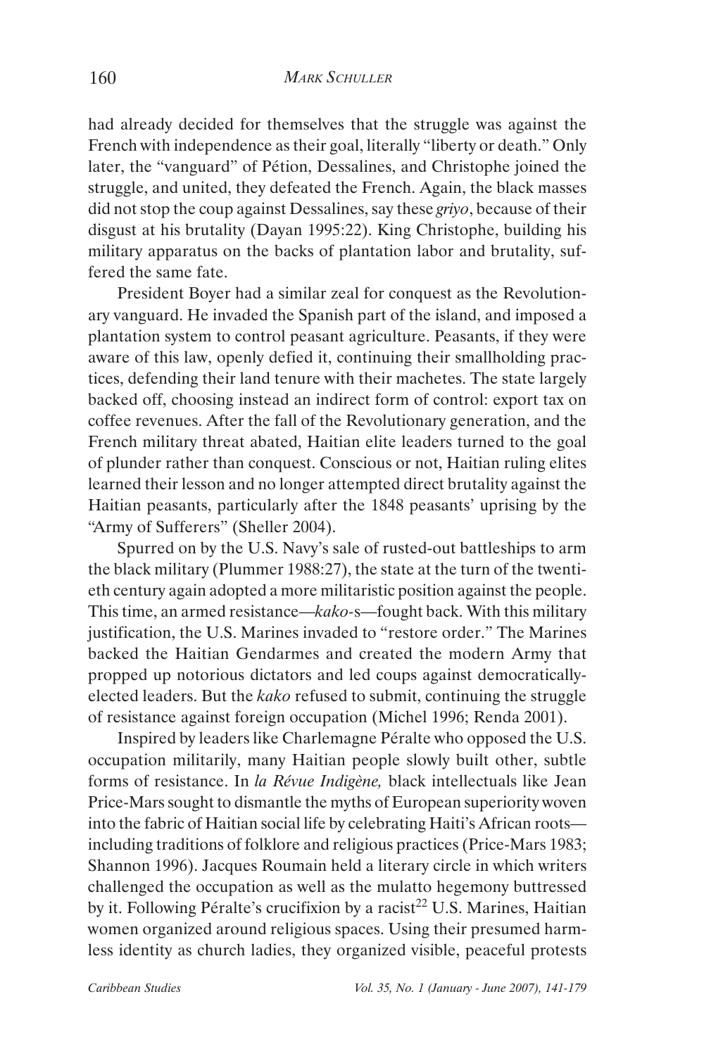had already decided for themselves that the struggle was against the French with independence as their goal, literally "liberty or death." Only later, the "vanguard" of Pétion, Dessalines, and Christophe joined the struggle, and united, they defeated the French. Again, the black masses did not stop the coup against Dessalines, say these *griyo*, because of their disgust at his brutality (Dayan 1995:22). King Christophe, building his military apparatus on the backs of plantation labor and brutality, suffered the same fate.

President Boyer had a similar zeal for conquest as the Revolutionary vanguard. He invaded the Spanish part of the island, and imposed a plantation system to control peasant agriculture. Peasants, if they were aware of this law, openly defied it, continuing their smallholding practices, defending their land tenure with their machetes. The state largely backed off, choosing instead an indirect form of control: export tax on coffee revenues. After the fall of the Revolutionary generation, and the French military threat abated, Haitian elite leaders turned to the goal of plunder rather than conquest. Conscious or not, Haitian ruling elites learned their lesson and no longer attempted direct brutality against the Haitian peasants, particularly after the 1848 peasants' uprising by the "Army of Sufferers" (Sheller 2004).

Spurred on by the U.S. Navy's sale of rusted-out battleships to arm the black military (Plummer 1988:27), the state at the turn of the twentieth century again adopted a more militaristic position against the people. This time, an armed resistance—*kako*-s—fought back. With this military justification, the U.S. Marines invaded to "restore order." The Marines backed the Haitian Gendarmes and created the modern Army that propped up notorious dictators and led coups against democratically-elected leaders. But the *kako* refused to submit, continuing the struggle of resistance against foreign occupation (Michel 1996; Renda 2001).

Inspired by leaders like Charlemagne Péralte who opposed the U.S. occupation militarily, many Haitian people slowly built other, subtle forms of resistance. In *la Révue Indigène,* black intellectuals like Jean Price-Mars sought to dismantle the myths of European superiority woven into the fabric of Haitian social life by celebrating Haiti's African roots—including traditions of folklore and religious practices (Price-Mars 1983; Shannon 1996). Jacques Roumain held a literary circle in which writers challenged the occupation as well as the mulatto hegemony buttressed by it. Following Péralte's crucifixion by a racist[22] U.S. Marines, Haitian women organized around religious spaces. Using their presumed harmless identity as church ladies, they organized visible, peaceful protests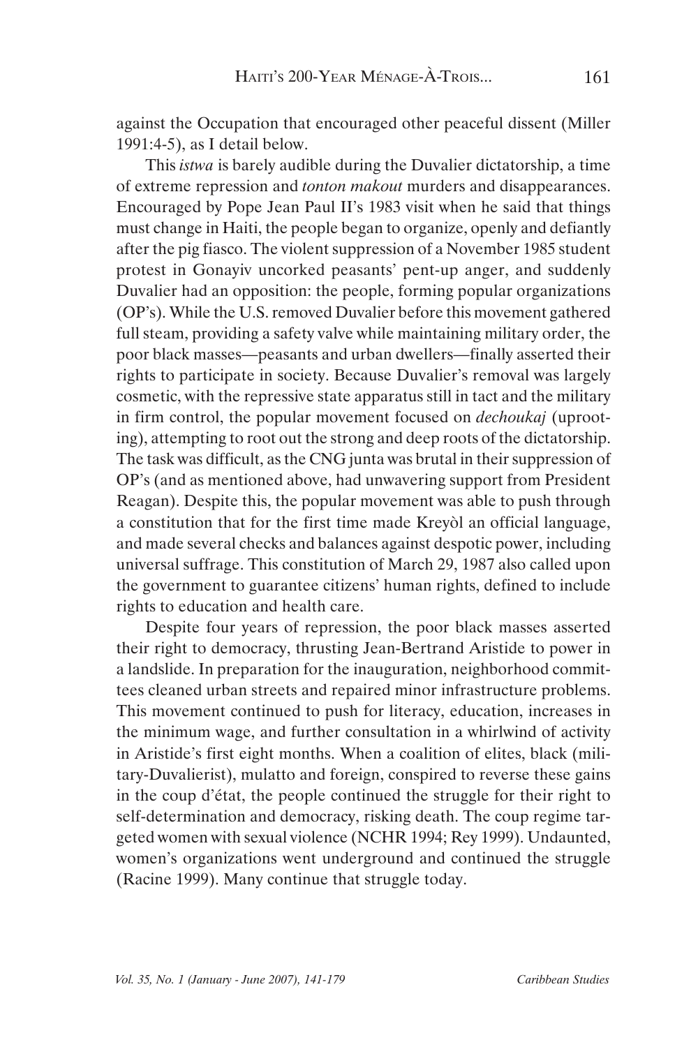against the Occupation that encouraged other peaceful dissent (Miller 1991:4-5), as I detail below.

This *istwa* is barely audible during the Duvalier dictatorship, a time of extreme repression and *tonton makout* murders and disappearances. Encouraged by Pope Jean Paul II's 1983 visit when he said that things must change in Haiti, the people began to organize, openly and defiantly after the pig fiasco. The violent suppression of a November 1985 student protest in Gonayiv uncorked peasants' pent-up anger, and suddenly Duvalier had an opposition: the people, forming popular organizations (OP's). While the U.S. removed Duvalier before this movement gathered full steam, providing a safety valve while maintaining military order, the poor black masses—peasants and urban dwellers—finally asserted their rights to participate in society. Because Duvalier's removal was largely cosmetic, with the repressive state apparatus still in tact and the military in firm control, the popular movement focused on *dechoukaj* (uprooting), attempting to root out the strong and deep roots of the dictatorship. The task was difficult, as the CNG junta was brutal in their suppression of OP's (and as mentioned above, had unwavering support from President Reagan). Despite this, the popular movement was able to push through a constitution that for the first time made Kreyòl an official language, and made several checks and balances against despotic power, including universal suffrage. This constitution of March 29, 1987 also called upon the government to guarantee citizens' human rights, defined to include rights to education and health care.

Despite four years of repression, the poor black masses asserted their right to democracy, thrusting Jean-Bertrand Aristide to power in a landslide. In preparation for the inauguration, neighborhood committees cleaned urban streets and repaired minor infrastructure problems. This movement continued to push for literacy, education, increases in the minimum wage, and further consultation in a whirlwind of activity in Aristide's first eight months. When a coalition of elites, black (military-Duvalierist), mulatto and foreign, conspired to reverse these gains in the coup d'état, the people continued the struggle for their right to self-determination and democracy, risking death. The coup regime targeted women with sexual violence (NCHR 1994; Rey 1999). Undaunted, women's organizations went underground and continued the struggle (Racine 1999). Many continue that struggle today.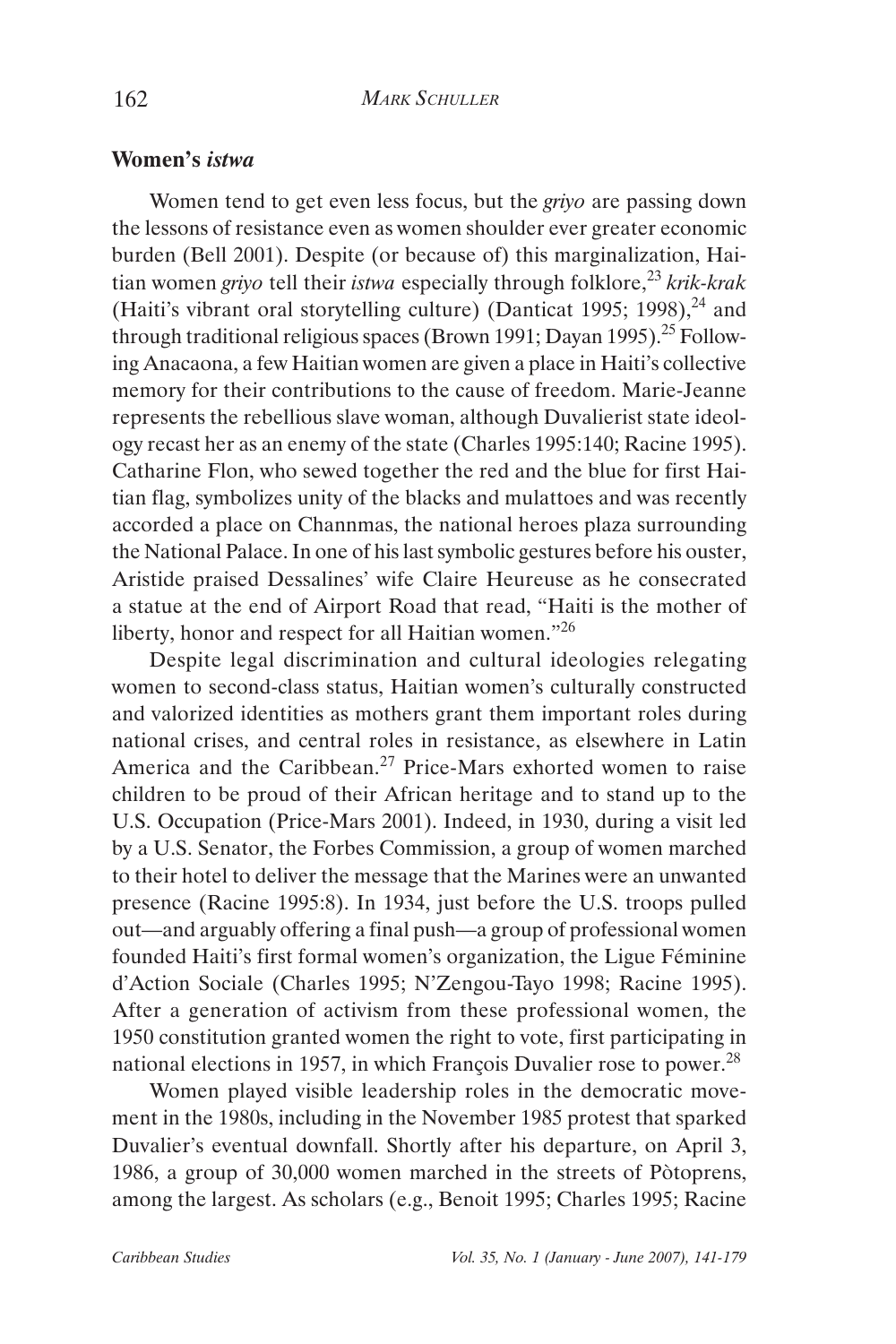## Women's *istwa*

Women tend to get even less focus, but the *griyo* are passing down the lessons of resistance even as women shoulder ever greater economic burden (Bell 2001). Despite (or because of) this marginalization, Haitian women *griyo* tell their *istwa* especially through folklore,[23] *krik-krak* (Haiti's vibrant oral storytelling culture) (Danticat 1995; 1998),[24] and through traditional religious spaces (Brown 1991; Dayan 1995).[25] Following Anacaona, a few Haitian women are given a place in Haiti's collective memory for their contributions to the cause of freedom. Marie-Jeanne represents the rebellious slave woman, although Duvalierist state ideology recast her as an enemy of the state (Charles 1995:140; Racine 1995). Catharine Flon, who sewed together the red and the blue for first Haitian flag, symbolizes unity of the blacks and mulattoes and was recently accorded a place on Channmas, the national heroes plaza surrounding the National Palace. In one of his last symbolic gestures before his ouster, Aristide praised Dessalines' wife Claire Heureuse as he consecrated a statue at the end of Airport Road that read, "Haiti is the mother of liberty, honor and respect for all Haitian women."[26]

Despite legal discrimination and cultural ideologies relegating women to second-class status, Haitian women's culturally constructed and valorized identities as mothers grant them important roles during national crises, and central roles in resistance, as elsewhere in Latin America and the Caribbean.[27] Price-Mars exhorted women to raise children to be proud of their African heritage and to stand up to the U.S. Occupation (Price-Mars 2001). Indeed, in 1930, during a visit led by a U.S. Senator, the Forbes Commission, a group of women marched to their hotel to deliver the message that the Marines were an unwanted presence (Racine 1995:8). In 1934, just before the U.S. troops pulled out—and arguably offering a final push—a group of professional women founded Haiti's first formal women's organization, the Ligue Féminine d'Action Sociale (Charles 1995; N'Zengou-Tayo 1998; Racine 1995). After a generation of activism from these professional women, the 1950 constitution granted women the right to vote, first participating in national elections in 1957, in which François Duvalier rose to power.[28]

Women played visible leadership roles in the democratic movement in the 1980s, including in the November 1985 protest that sparked Duvalier's eventual downfall. Shortly after his departure, on April 3, 1986, a group of 30,000 women marched in the streets of Pòtoprens, among the largest. As scholars (e.g., Benoit 1995; Charles 1995; Racine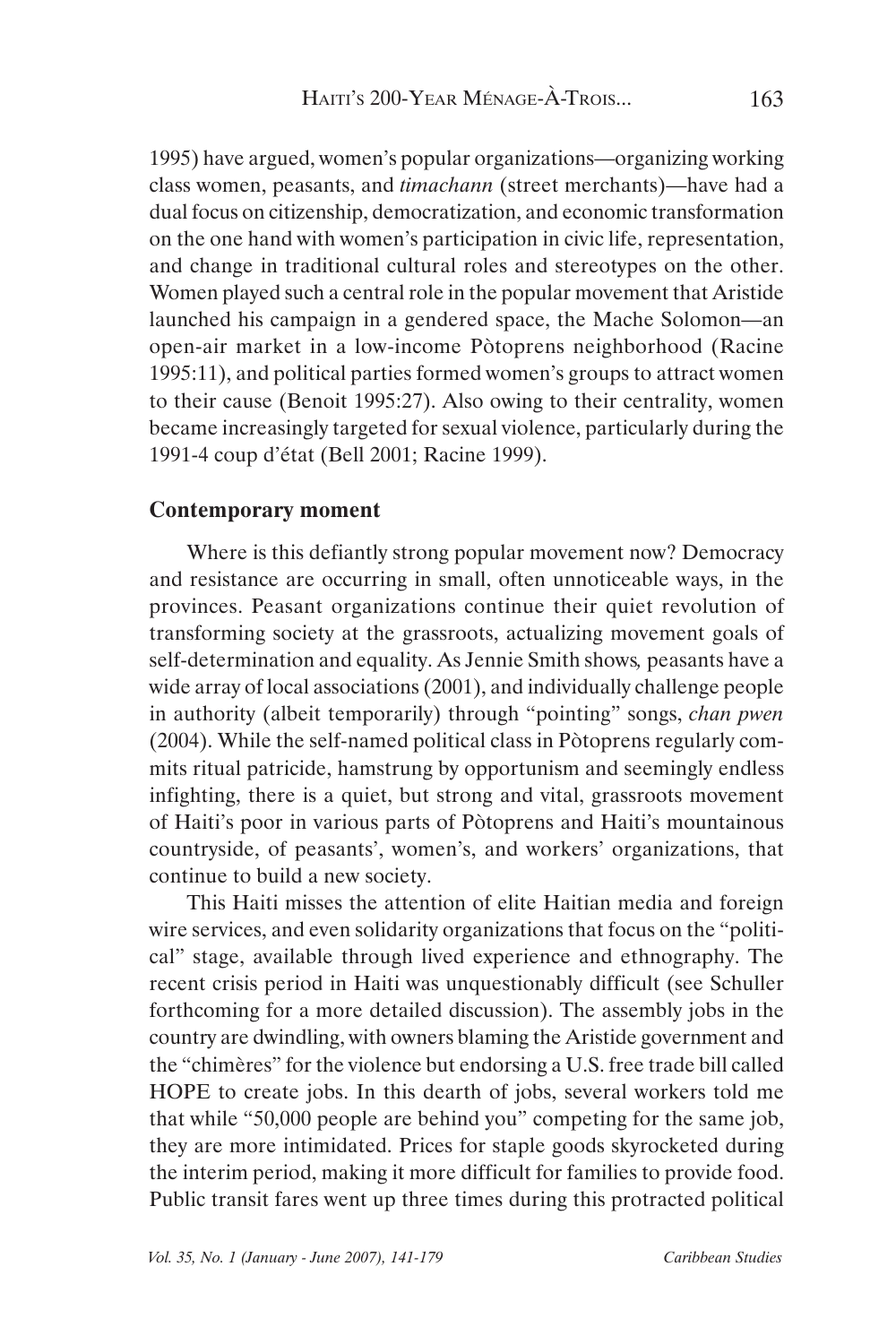1995) have argued, women's popular organizations—organizing working class women, peasants, and *timachann* (street merchants)—have had a dual focus on citizenship, democratization, and economic transformation on the one hand with women's participation in civic life, representation, and change in traditional cultural roles and stereotypes on the other. Women played such a central role in the popular movement that Aristide launched his campaign in a gendered space, the Mache Solomon—an open-air market in a low-income Pòtoprens neighborhood (Racine 1995:11), and political parties formed women's groups to attract women to their cause (Benoit 1995:27). Also owing to their centrality, women became increasingly targeted for sexual violence, particularly during the 1991-4 coup d'état (Bell 2001; Racine 1999).

## Contemporary moment

Where is this defiantly strong popular movement now? Democracy and resistance are occurring in small, often unnoticeable ways, in the provinces. Peasant organizations continue their quiet revolution of transforming society at the grassroots, actualizing movement goals of self-determination and equality. As Jennie Smith shows, peasants have a wide array of local associations (2001), and individually challenge people in authority (albeit temporarily) through "pointing" songs, *chan pwen* (2004). While the self-named political class in Pòtoprens regularly commits ritual patricide, hamstrung by opportunism and seemingly endless infighting, there is a quiet, but strong and vital, grassroots movement of Haiti's poor in various parts of Pòtoprens and Haiti's mountainous countryside, of peasants', women's, and workers' organizations, that continue to build a new society.

This Haiti misses the attention of elite Haitian media and foreign wire services, and even solidarity organizations that focus on the "political" stage, available through lived experience and ethnography. The recent crisis period in Haiti was unquestionably difficult (see Schuller forthcoming for a more detailed discussion). The assembly jobs in the country are dwindling, with owners blaming the Aristide government and the "chimères" for the violence but endorsing a U.S. free trade bill called HOPE to create jobs. In this dearth of jobs, several workers told me that while "50,000 people are behind you" competing for the same job, they are more intimidated. Prices for staple goods skyrocketed during the interim period, making it more difficult for families to provide food. Public transit fares went up three times during this protracted political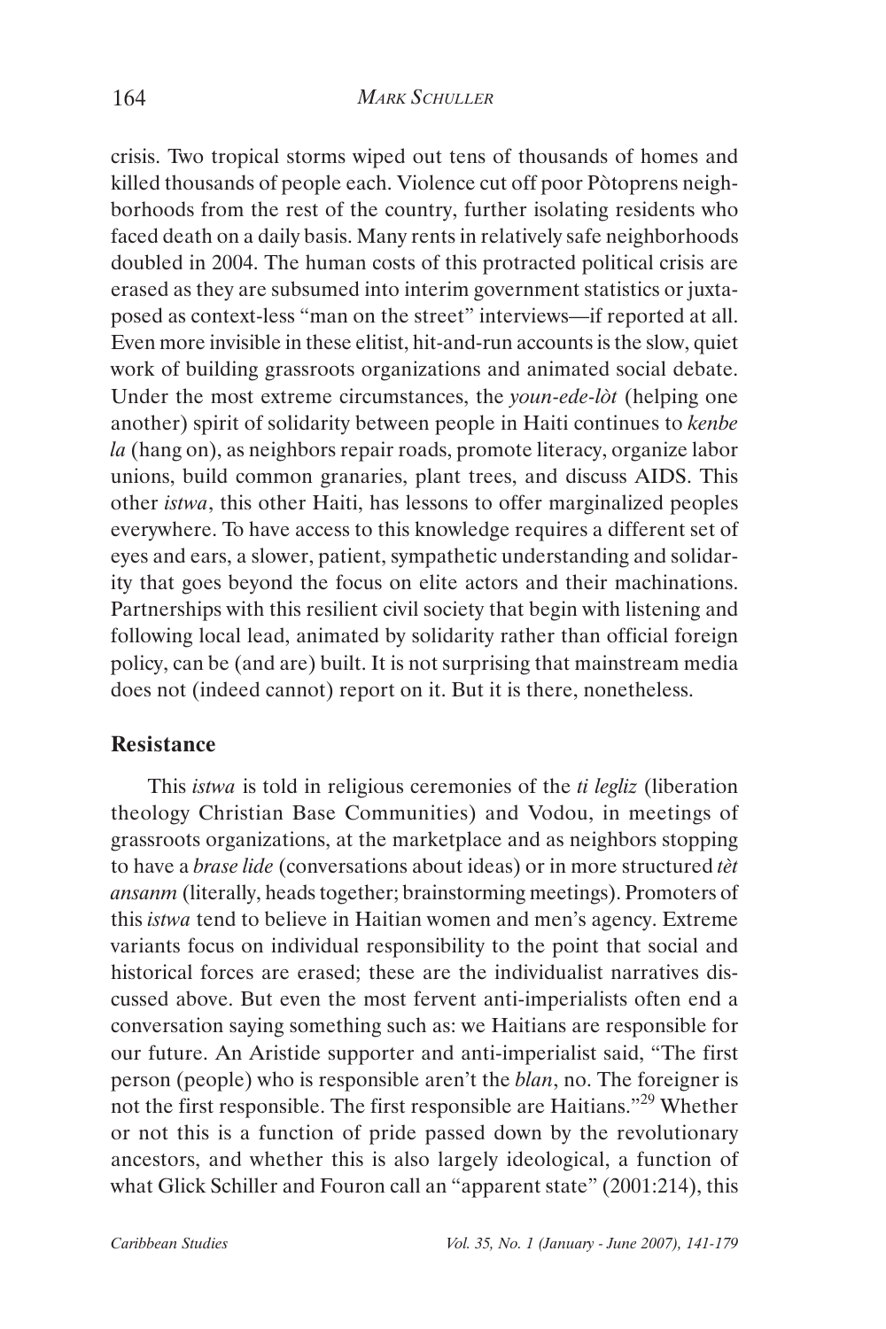crisis. Two tropical storms wiped out tens of thousands of homes and killed thousands of people each. Violence cut off poor Pòtoprens neighborhoods from the rest of the country, further isolating residents who faced death on a daily basis. Many rents in relatively safe neighborhoods doubled in 2004. The human costs of this protracted political crisis are erased as they are subsumed into interim government statistics or juxtaposed as context-less "man on the street" interviews—if reported at all. Even more invisible in these elitist, hit-and-run accounts is the slow, quiet work of building grassroots organizations and animated social debate. Under the most extreme circumstances, the *youn-ede-lòt* (helping one another) spirit of solidarity between people in Haiti continues to *kenbe la* (hang on), as neighbors repair roads, promote literacy, organize labor unions, build common granaries, plant trees, and discuss AIDS. This other *istwa*, this other Haiti, has lessons to offer marginalized peoples everywhere. To have access to this knowledge requires a different set of eyes and ears, a slower, patient, sympathetic understanding and solidarity that goes beyond the focus on elite actors and their machinations. Partnerships with this resilient civil society that begin with listening and following local lead, animated by solidarity rather than official foreign policy, can be (and are) built. It is not surprising that mainstream media does not (indeed cannot) report on it. But it is there, nonetheless.

## Resistance

This *istwa* is told in religious ceremonies of the *ti legliz* (liberation theology Christian Base Communities) and Vodou, in meetings of grassroots organizations, at the marketplace and as neighbors stopping to have a *brase lide* (conversations about ideas) or in more structured *tèt ansanm* (literally, heads together; brainstorming meetings). Promoters of this *istwa* tend to believe in Haitian women and men's agency. Extreme variants focus on individual responsibility to the point that social and historical forces are erased; these are the individualist narratives discussed above. But even the most fervent anti-imperialists often end a conversation saying something such as: we Haitians are responsible for our future. An Aristide supporter and anti-imperialist said, "The first person (people) who is responsible aren't the *blan*, no. The foreigner is not the first responsible. The first responsible are Haitians."[29] Whether or not this is a function of pride passed down by the revolutionary ancestors, and whether this is also largely ideological, a function of what Glick Schiller and Fouron call an "apparent state" (2001:214), this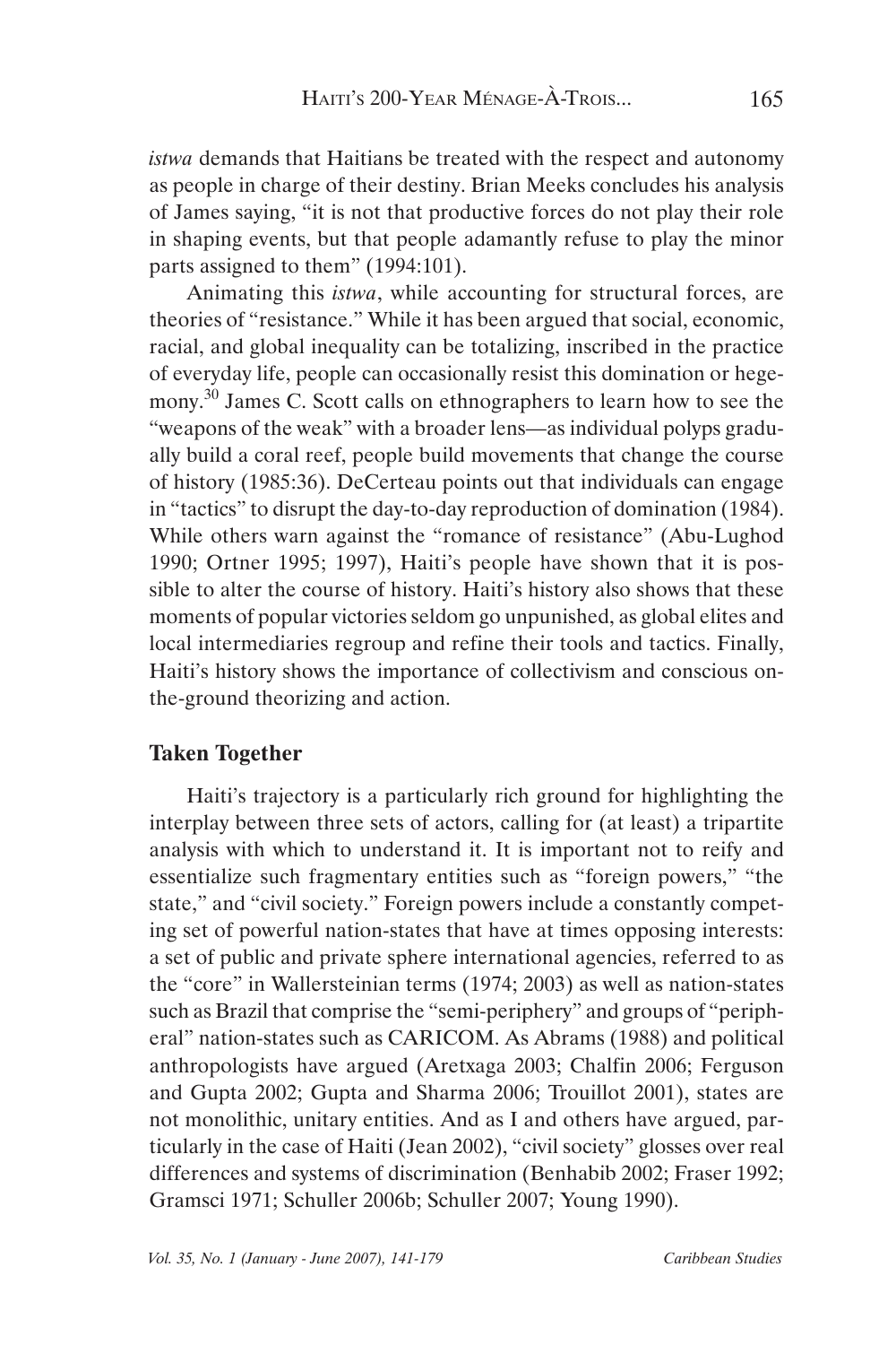*istwa* demands that Haitians be treated with the respect and autonomy as people in charge of their destiny. Brian Meeks concludes his analysis of James saying, "it is not that productive forces do not play their role in shaping events, but that people adamantly refuse to play the minor parts assigned to them" (1994:101).

Animating this *istwa*, while accounting for structural forces, are theories of "resistance." While it has been argued that social, economic, racial, and global inequality can be totalizing, inscribed in the practice of everyday life, people can occasionally resist this domination or hegemony.[30] James C. Scott calls on ethnographers to learn how to see the "weapons of the weak" with a broader lens—as individual polyps gradually build a coral reef, people build movements that change the course of history (1985:36). DeCerteau points out that individuals can engage in "tactics" to disrupt the day-to-day reproduction of domination (1984). While others warn against the "romance of resistance" (Abu-Lughod 1990; Ortner 1995; 1997), Haiti's people have shown that it is possible to alter the course of history. Haiti's history also shows that these moments of popular victories seldom go unpunished, as global elites and local intermediaries regroup and refine their tools and tactics. Finally, Haiti's history shows the importance of collectivism and conscious on-the-ground theorizing and action.

## Taken Together

Haiti's trajectory is a particularly rich ground for highlighting the interplay between three sets of actors, calling for (at least) a tripartite analysis with which to understand it. It is important not to reify and essentialize such fragmentary entities such as "foreign powers," "the state," and "civil society." Foreign powers include a constantly competing set of powerful nation-states that have at times opposing interests: a set of public and private sphere international agencies, referred to as the "core" in Wallersteinian terms (1974; 2003) as well as nation-states such as Brazil that comprise the "semi-periphery" and groups of "peripheral" nation-states such as CARICOM. As Abrams (1988) and political anthropologists have argued (Aretxaga 2003; Chalfin 2006; Ferguson and Gupta 2002; Gupta and Sharma 2006; Trouillot 2001), states are not monolithic, unitary entities. And as I and others have argued, particularly in the case of Haiti (Jean 2002), "civil society" glosses over real differences and systems of discrimination (Benhabib 2002; Fraser 1992; Gramsci 1971; Schuller 2006b; Schuller 2007; Young 1990).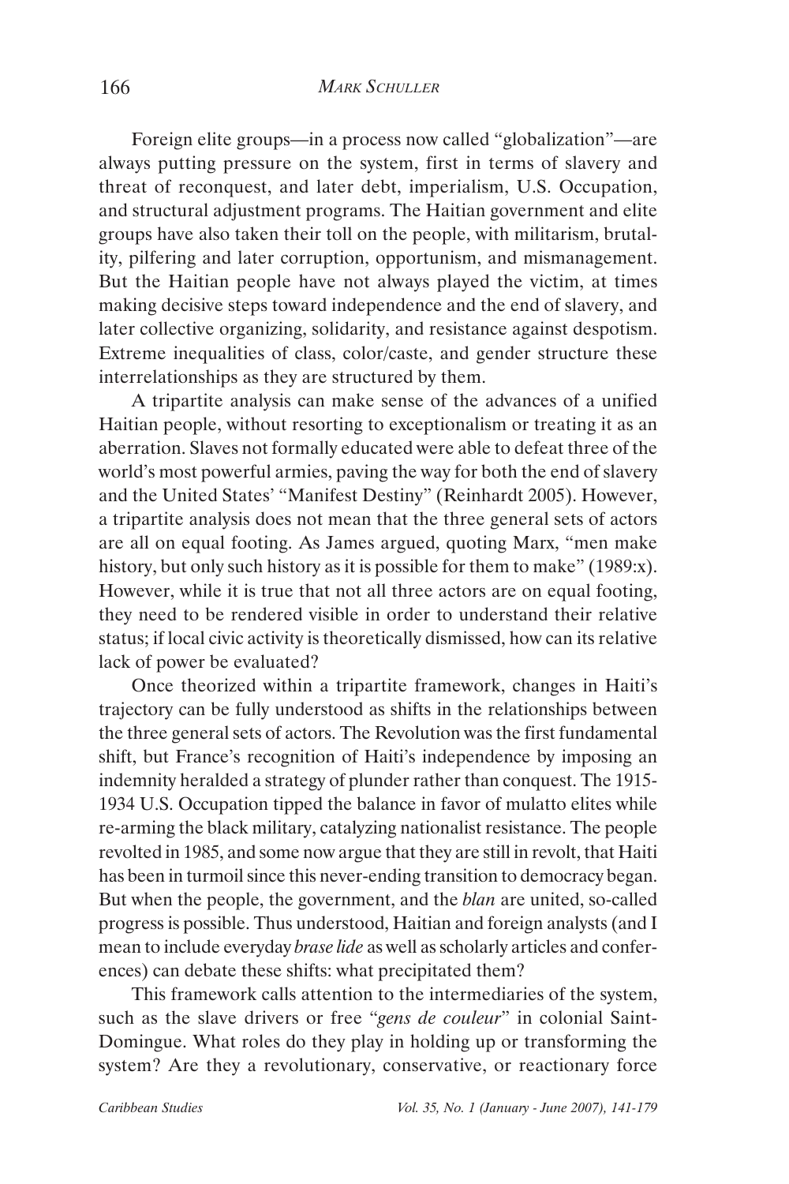Foreign elite groups—in a process now called "globalization"—are always putting pressure on the system, first in terms of slavery and threat of reconquest, and later debt, imperialism, U.S. Occupation, and structural adjustment programs. The Haitian government and elite groups have also taken their toll on the people, with militarism, brutality, pilfering and later corruption, opportunism, and mismanagement. But the Haitian people have not always played the victim, at times making decisive steps toward independence and the end of slavery, and later collective organizing, solidarity, and resistance against despotism. Extreme inequalities of class, color/caste, and gender structure these interrelationships as they are structured by them.

A tripartite analysis can make sense of the advances of a unified Haitian people, without resorting to exceptionalism or treating it as an aberration. Slaves not formally educated were able to defeat three of the world's most powerful armies, paving the way for both the end of slavery and the United States' "Manifest Destiny" (Reinhardt 2005). However, a tripartite analysis does not mean that the three general sets of actors are all on equal footing. As James argued, quoting Marx, "men make history, but only such history as it is possible for them to make" (1989:x). However, while it is true that not all three actors are on equal footing, they need to be rendered visible in order to understand their relative status; if local civic activity is theoretically dismissed, how can its relative lack of power be evaluated?

Once theorized within a tripartite framework, changes in Haiti's trajectory can be fully understood as shifts in the relationships between the three general sets of actors. The Revolution was the first fundamental shift, but France's recognition of Haiti's independence by imposing an indemnity heralded a strategy of plunder rather than conquest. The 1915-1934 U.S. Occupation tipped the balance in favor of mulatto elites while re-arming the black military, catalyzing nationalist resistance. The people revolted in 1985, and some now argue that they are still in revolt, that Haiti has been in turmoil since this never-ending transition to democracy began. But when the people, the government, and the *blan* are united, so-called progress is possible. Thus understood, Haitian and foreign analysts (and I mean to include everyday *brase lide* as well as scholarly articles and conferences) can debate these shifts: what precipitated them?

This framework calls attention to the intermediaries of the system, such as the slave drivers or free "*gens de couleur*" in colonial Saint-Domingue. What roles do they play in holding up or transforming the system? Are they a revolutionary, conservative, or reactionary force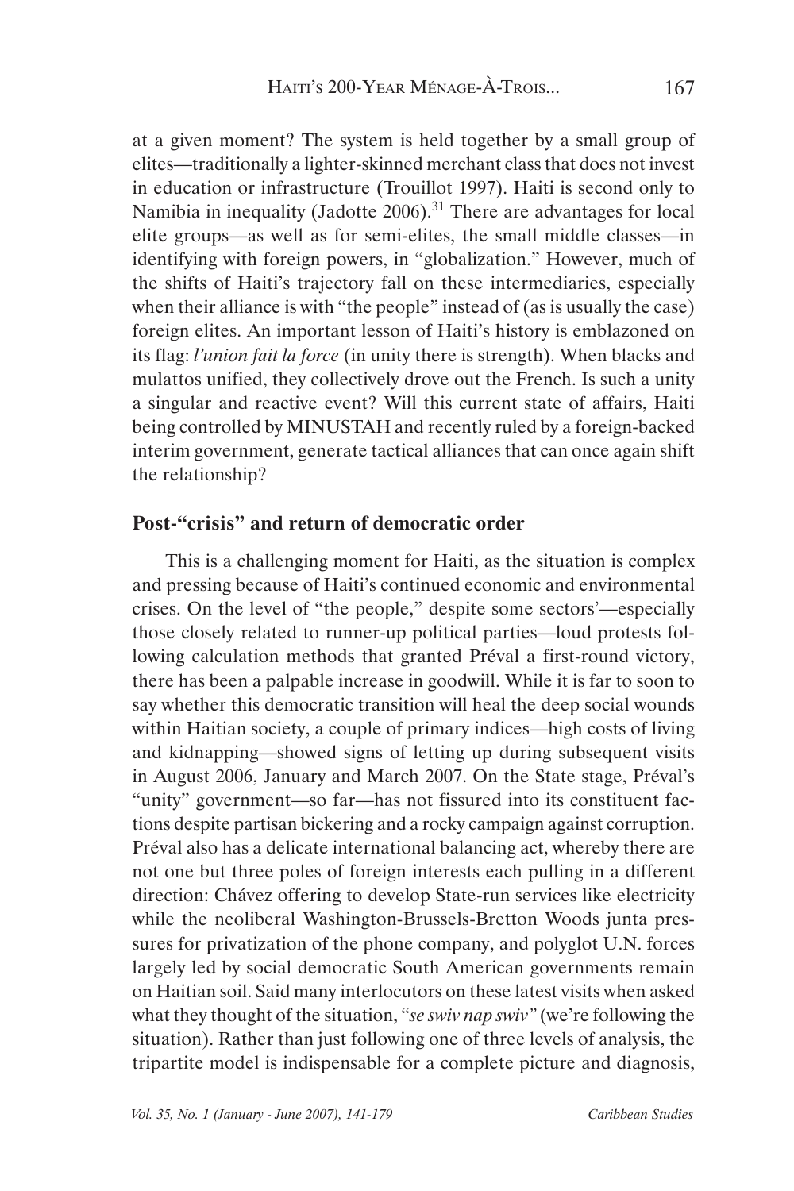at a given moment? The system is held together by a small group of elites—traditionally a lighter-skinned merchant class that does not invest in education or infrastructure (Trouillot 1997). Haiti is second only to Namibia in inequality (Jadotte 2006).[31] There are advantages for local elite groups—as well as for semi-elites, the small middle classes—in identifying with foreign powers, in "globalization." However, much of the shifts of Haiti's trajectory fall on these intermediaries, especially when their alliance is with "the people" instead of (as is usually the case) foreign elites. An important lesson of Haiti's history is emblazoned on its flag: *l'union fait la force* (in unity there is strength). When blacks and mulattos unified, they collectively drove out the French. Is such a unity a singular and reactive event? Will this current state of affairs, Haiti being controlled by MINUSTAH and recently ruled by a foreign-backed interim government, generate tactical alliances that can once again shift the relationship?

## Post-"crisis" and return of democratic order

This is a challenging moment for Haiti, as the situation is complex and pressing because of Haiti's continued economic and environmental crises. On the level of "the people," despite some sectors'—especially those closely related to runner-up political parties—loud protests following calculation methods that granted Préval a first-round victory, there has been a palpable increase in goodwill. While it is far to soon to say whether this democratic transition will heal the deep social wounds within Haitian society, a couple of primary indices—high costs of living and kidnapping—showed signs of letting up during subsequent visits in August 2006, January and March 2007. On the State stage, Préval's "unity" government—so far—has not fissured into its constituent factions despite partisan bickering and a rocky campaign against corruption. Préval also has a delicate international balancing act, whereby there are not one but three poles of foreign interests each pulling in a different direction: Chávez offering to develop State-run services like electricity while the neoliberal Washington-Brussels-Bretton Woods junta pressures for privatization of the phone company, and polyglot U.N. forces largely led by social democratic South American governments remain on Haitian soil. Said many interlocutors on these latest visits when asked what they thought of the situation, "*se swiv nap swiv*" (we're following the situation). Rather than just following one of three levels of analysis, the tripartite model is indispensable for a complete picture and diagnosis,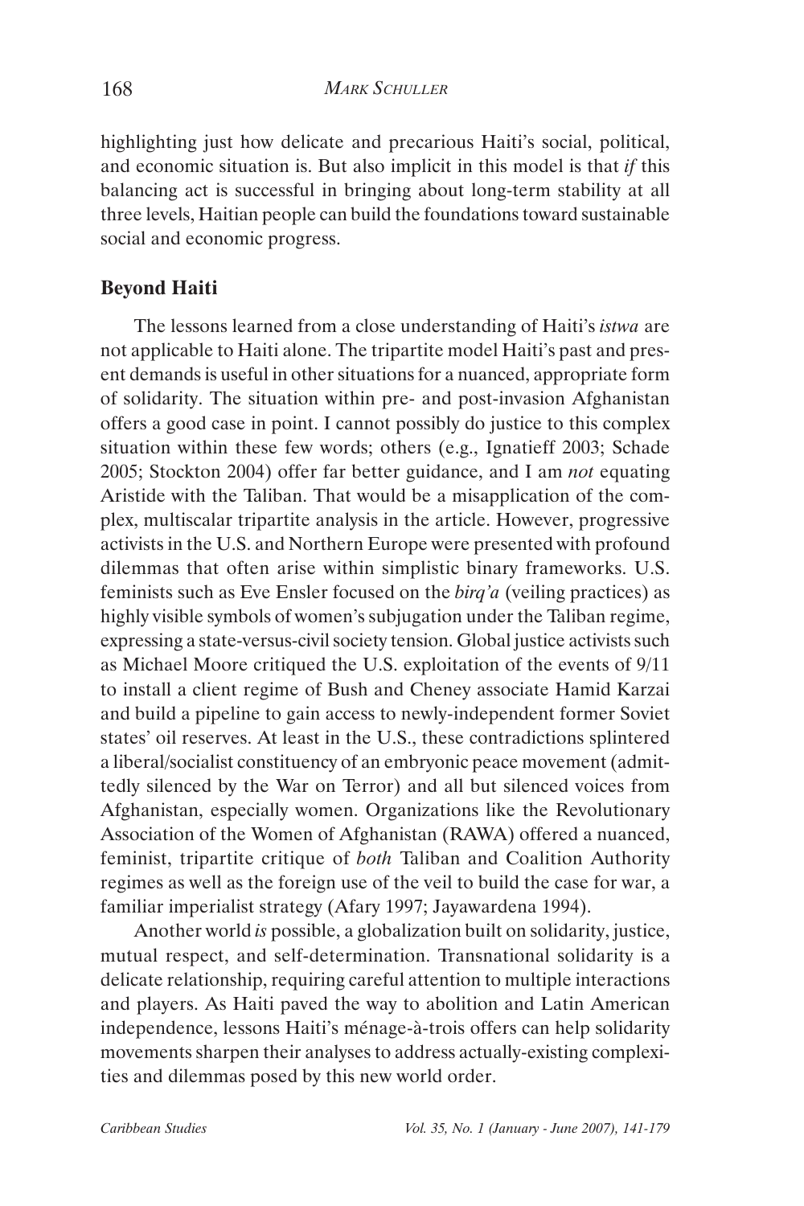highlighting just how delicate and precarious Haiti's social, political, and economic situation is. But also implicit in this model is that *if* this balancing act is successful in bringing about long-term stability at all three levels, Haitian people can build the foundations toward sustainable social and economic progress.

## Beyond Haiti

The lessons learned from a close understanding of Haiti's *istwa* are not applicable to Haiti alone. The tripartite model Haiti's past and present demands is useful in other situations for a nuanced, appropriate form of solidarity. The situation within pre- and post-invasion Afghanistan offers a good case in point. I cannot possibly do justice to this complex situation within these few words; others (e.g., Ignatieff 2003; Schade 2005; Stockton 2004) offer far better guidance, and I am *not* equating Aristide with the Taliban. That would be a misapplication of the complex, multiscalar tripartite analysis in the article. However, progressive activists in the U.S. and Northern Europe were presented with profound dilemmas that often arise within simplistic binary frameworks. U.S. feminists such as Eve Ensler focused on the *birq'a* (veiling practices) as highly visible symbols of women's subjugation under the Taliban regime, expressing a state-versus-civil society tension. Global justice activists such as Michael Moore critiqued the U.S. exploitation of the events of 9/11 to install a client regime of Bush and Cheney associate Hamid Karzai and build a pipeline to gain access to newly-independent former Soviet states' oil reserves. At least in the U.S., these contradictions splintered a liberal/socialist constituency of an embryonic peace movement (admittedly silenced by the War on Terror) and all but silenced voices from Afghanistan, especially women. Organizations like the Revolutionary Association of the Women of Afghanistan (RAWA) offered a nuanced, feminist, tripartite critique of *both* Taliban and Coalition Authority regimes as well as the foreign use of the veil to build the case for war, a familiar imperialist strategy (Afary 1997; Jayawardena 1994).

Another world *is* possible, a globalization built on solidarity, justice, mutual respect, and self-determination. Transnational solidarity is a delicate relationship, requiring careful attention to multiple interactions and players. As Haiti paved the way to abolition and Latin American independence, lessons Haiti's ménage-à-trois offers can help solidarity movements sharpen their analyses to address actually-existing complexities and dilemmas posed by this new world order.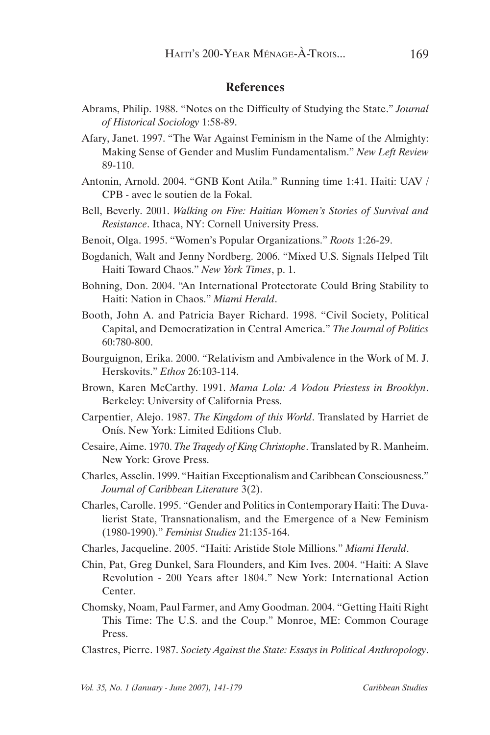## References

Abrams, Philip. 1988. "Notes on the Difficulty of Studying the State." *Journal of Historical Sociology* 1:58-89.

Afary, Janet. 1997. "The War Against Feminism in the Name of the Almighty: Making Sense of Gender and Muslim Fundamentalism." *New Left Review* 89-110.

Antonin, Arnold. 2004. "GNB Kont Atila." Running time 1:41. Haiti: UAV / CPB - avec le soutien de la Fokal.

Bell, Beverly. 2001. *Walking on Fire: Haitian Women's Stories of Survival and Resistance*. Ithaca, NY: Cornell University Press.

Benoit, Olga. 1995. "Women's Popular Organizations." *Roots* 1:26-29.

Bogdanich, Walt and Jenny Nordberg. 2006. "Mixed U.S. Signals Helped Tilt Haiti Toward Chaos." *New York Times*, p. 1.

Bohning, Don. 2004. "An International Protectorate Could Bring Stability to Haiti: Nation in Chaos." *Miami Herald*.

Booth, John A. and Patricia Bayer Richard. 1998. "Civil Society, Political Capital, and Democratization in Central America." *The Journal of Politics* 60:780-800.

Bourguignon, Erika. 2000. "Relativism and Ambivalence in the Work of M. J. Herskovits." *Ethos* 26:103-114.

Brown, Karen McCarthy. 1991. *Mama Lola: A Vodou Priestess in Brooklyn*. Berkeley: University of California Press.

Carpentier, Alejo. 1987. *The Kingdom of this World*. Translated by Harriet de Onís. New York: Limited Editions Club.

Cesaire, Aime. 1970. *The Tragedy of King Christophe*. Translated by R. Manheim. New York: Grove Press.

Charles, Asselin. 1999. "Haitian Exceptionalism and Caribbean Consciousness." *Journal of Caribbean Literature* 3(2).

Charles, Carolle. 1995. "Gender and Politics in Contemporary Haiti: The Duvalierist State, Transnationalism, and the Emergence of a New Feminism (1980-1990)." *Feminist Studies* 21:135-164.

Charles, Jacqueline. 2005. "Haiti: Aristide Stole Millions." *Miami Herald*.

Chin, Pat, Greg Dunkel, Sara Flounders, and Kim Ives. 2004. "Haiti: A Slave Revolution - 200 Years after 1804." New York: International Action Center.

Chomsky, Noam, Paul Farmer, and Amy Goodman. 2004. "Getting Haiti Right This Time: The U.S. and the Coup." Monroe, ME: Common Courage Press.

Clastres, Pierre. 1987. *Society Against the State: Essays in Political Anthropology*.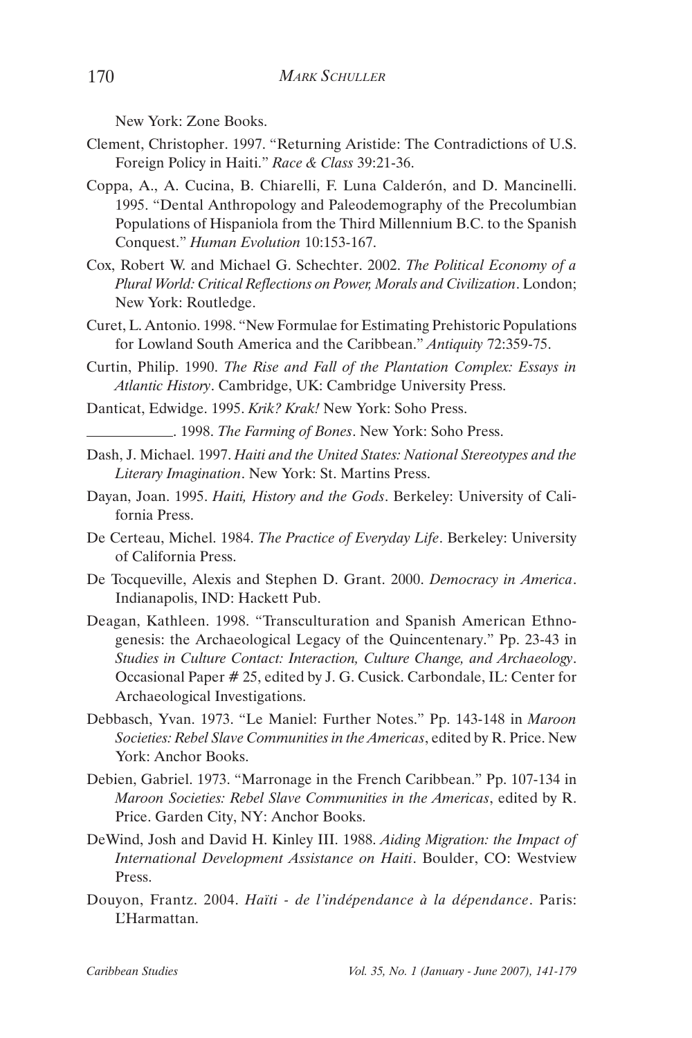New York: Zone Books.

Clement, Christopher. 1997. "Returning Aristide: The Contradictions of U.S. Foreign Policy in Haiti." *Race & Class* 39:21-36.

Coppa, A., A. Cucina, B. Chiarelli, F. Luna Calderón, and D. Mancinelli. 1995. "Dental Anthropology and Paleodemography of the Precolumbian Populations of Hispaniola from the Third Millennium B.C. to the Spanish Conquest." *Human Evolution* 10:153-167.

Cox, Robert W. and Michael G. Schechter. 2002. *The Political Economy of a Plural World: Critical Reflections on Power, Morals and Civilization*. London; New York: Routledge.

Curet, L. Antonio. 1998. "New Formulae for Estimating Prehistoric Populations for Lowland South America and the Caribbean." *Antiquity* 72:359-75.

Curtin, Philip. 1990. *The Rise and Fall of the Plantation Complex: Essays in Atlantic History*. Cambridge, UK: Cambridge University Press.

Danticat, Edwidge. 1995. *Krik? Krak!* New York: Soho Press.

\_\_\_\_\_\_\_\_\_\_. 1998. *The Farming of Bones*. New York: Soho Press.

Dash, J. Michael. 1997. *Haiti and the United States: National Stereotypes and the Literary Imagination*. New York: St. Martins Press.

Dayan, Joan. 1995. *Haiti, History and the Gods*. Berkeley: University of California Press.

De Certeau, Michel. 1984. *The Practice of Everyday Life*. Berkeley: University of California Press.

De Tocqueville, Alexis and Stephen D. Grant. 2000. *Democracy in America*. Indianapolis, IND: Hackett Pub.

Deagan, Kathleen. 1998. "Transculturation and Spanish American Ethnogenesis: the Archaeological Legacy of the Quincentenary." Pp. 23-43 in *Studies in Culture Contact: Interaction, Culture Change, and Archaeology*. Occasional Paper # 25, edited by J. G. Cusick. Carbondale, IL: Center for Archaeological Investigations.

Debbasch, Yvan. 1973. "Le Maniel: Further Notes." Pp. 143-148 in *Maroon Societies: Rebel Slave Communities in the Americas*, edited by R. Price. New York: Anchor Books.

Debien, Gabriel. 1973. "Marronage in the French Caribbean." Pp. 107-134 in *Maroon Societies: Rebel Slave Communities in the Americas*, edited by R. Price. Garden City, NY: Anchor Books.

DeWind, Josh and David H. Kinley III. 1988. *Aiding Migration: the Impact of International Development Assistance on Haiti*. Boulder, CO: Westview Press.

Douyon, Frantz. 2004. *Haïti - de l'indépendance à la dépendance*. Paris: L'Harmattan.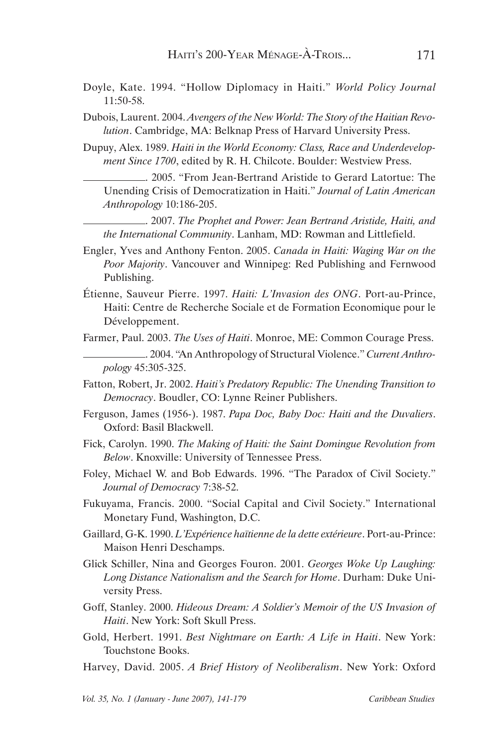Doyle, Kate. 1994. "Hollow Diplomacy in Haiti." *World Policy Journal* 11:50-58.

Dubois, Laurent. 2004. *Avengers of the New World: The Story of the Haitian Revolution*. Cambridge, MA: Belknap Press of Harvard University Press.

Dupuy, Alex. 1989. *Haiti in the World Economy: Class, Race and Underdevelopment Since 1700*, edited by R. H. Chilcote. Boulder: Westview Press.

\_\_\_\_\_\_\_\_\_\_\_. 2005. "From Jean-Bertrand Aristide to Gerard Latortue: The Unending Crisis of Democratization in Haiti." *Journal of Latin American Anthropology* 10:186-205.

\_\_\_\_\_\_\_\_\_\_\_. 2007. *The Prophet and Power: Jean Bertrand Aristide, Haiti, and the International Community*. Lanham, MD: Rowman and Littlefield.

Engler, Yves and Anthony Fenton. 2005. *Canada in Haiti: Waging War on the Poor Majority*. Vancouver and Winnipeg: Red Publishing and Fernwood Publishing.

Étienne, Sauveur Pierre. 1997. *Haiti: L'Invasion des ONG*. Port-au-Prince, Haiti: Centre de Recherche Sociale et de Formation Economique pour le Développement.

Farmer, Paul. 2003. *The Uses of Haiti*. Monroe, ME: Common Courage Press.

\_\_\_\_\_\_\_\_\_\_\_. 2004. "An Anthropology of Structural Violence." *Current Anthropology* 45:305-325.

Fatton, Robert, Jr. 2002. *Haiti's Predatory Republic: The Unending Transition to Democracy*. Boudler, CO: Lynne Reiner Publishers.

Ferguson, James (1956-). 1987. *Papa Doc, Baby Doc: Haiti and the Duvaliers*. Oxford: Basil Blackwell.

Fick, Carolyn. 1990. *The Making of Haiti: the Saint Domingue Revolution from Below*. Knoxville: University of Tennessee Press.

Foley, Michael W. and Bob Edwards. 1996. "The Paradox of Civil Society." *Journal of Democracy* 7:38-52.

Fukuyama, Francis. 2000. "Social Capital and Civil Society." International Monetary Fund, Washington, D.C.

Gaillard, G-K. 1990. *L'Expérience haïtienne de la dette extérieure*. Port-au-Prince: Maison Henri Deschamps.

Glick Schiller, Nina and Georges Fouron. 2001. *Georges Woke Up Laughing: Long Distance Nationalism and the Search for Home*. Durham: Duke University Press.

Goff, Stanley. 2000. *Hideous Dream: A Soldier's Memoir of the US Invasion of Haiti*. New York: Soft Skull Press.

Gold, Herbert. 1991. *Best Nightmare on Earth: A Life in Haiti*. New York: Touchstone Books.

Harvey, David. 2005. *A Brief History of Neoliberalism*. New York: Oxford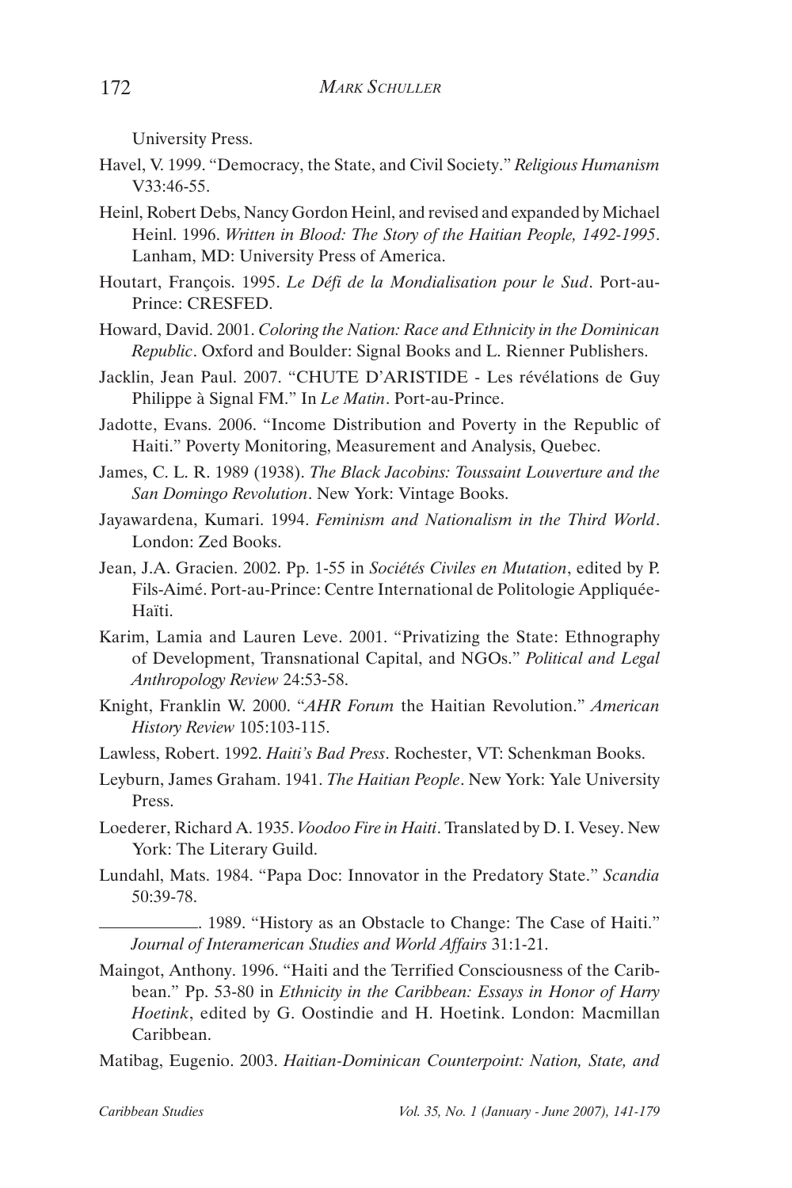University Press.

Havel, V. 1999. "Democracy, the State, and Civil Society." *Religious Humanism* V33:46-55.

Heinl, Robert Debs, Nancy Gordon Heinl, and revised and expanded by Michael Heinl. 1996. *Written in Blood: The Story of the Haitian People, 1492-1995*. Lanham, MD: University Press of America.

Houtart, François. 1995. *Le Défi de la Mondialisation pour le Sud*. Port-au-Prince: CRESFED.

Howard, David. 2001. *Coloring the Nation: Race and Ethnicity in the Dominican Republic*. Oxford and Boulder: Signal Books and L. Rienner Publishers.

Jacklin, Jean Paul. 2007. "CHUTE D'ARISTIDE - Les révélations de Guy Philippe à Signal FM." In *Le Matin*. Port-au-Prince.

Jadotte, Evans. 2006. "Income Distribution and Poverty in the Republic of Haiti." Poverty Monitoring, Measurement and Analysis, Quebec.

James, C. L. R. 1989 (1938). *The Black Jacobins: Toussaint Louverture and the San Domingo Revolution*. New York: Vintage Books.

Jayawardena, Kumari. 1994. *Feminism and Nationalism in the Third World*. London: Zed Books.

Jean, J.A. Gracien. 2002. Pp. 1-55 in *Sociétés Civiles en Mutation*, edited by P. Fils-Aimé. Port-au-Prince: Centre International de Politologie Appliquée-Haïti.

Karim, Lamia and Lauren Leve. 2001. "Privatizing the State: Ethnography of Development, Transnational Capital, and NGOs." *Political and Legal Anthropology Review* 24:53-58.

Knight, Franklin W. 2000. "*AHR Forum* the Haitian Revolution." *American History Review* 105:103-115.

Lawless, Robert. 1992. *Haiti's Bad Press*. Rochester, VT: Schenkman Books.

Leyburn, James Graham. 1941. *The Haitian People*. New York: Yale University Press.

Loederer, Richard A. 1935. *Voodoo Fire in Haiti*. Translated by D. I. Vesey. New York: The Literary Guild.

Lundahl, Mats. 1984. "Papa Doc: Innovator in the Predatory State." *Scandia* 50:39-78.

\_\_\_\_\_\_\_\_\_\_\_\_. 1989. "History as an Obstacle to Change: The Case of Haiti." *Journal of Interamerican Studies and World Affairs* 31:1-21.

Maingot, Anthony. 1996. "Haiti and the Terrified Consciousness of the Caribbean." Pp. 53-80 in *Ethnicity in the Caribbean: Essays in Honor of Harry Hoetink*, edited by G. Oostindie and H. Hoetink. London: Macmillan Caribbean.

Matibag, Eugenio. 2003. *Haitian-Dominican Counterpoint: Nation, State, and*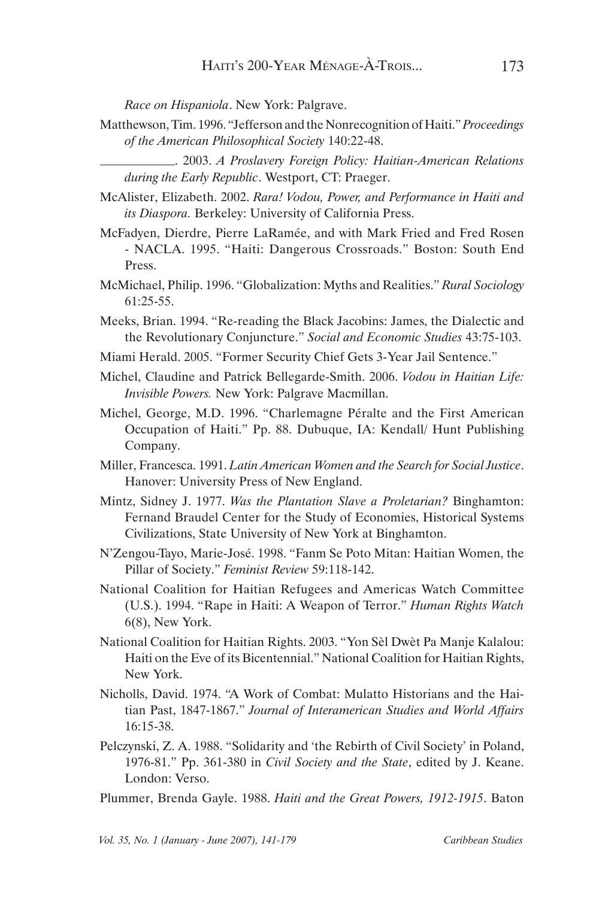*Race on Hispaniola*. New York: Palgrave.

Matthewson, Tim. 1996. "Jefferson and the Nonrecognition of Haiti." *Proceedings of the American Philosophical Society* 140:22-48.

\_\_\_\_\_\_\_\_\_\_\_. 2003. *A Proslavery Foreign Policy: Haitian-American Relations during the Early Republic*. Westport, CT: Praeger.

McAlister, Elizabeth. 2002. *Rara! Vodou, Power, and Performance in Haiti and its Diaspora.* Berkeley: University of California Press.

McFadyen, Dierdre, Pierre LaRamée, and with Mark Fried and Fred Rosen - NACLA. 1995. "Haiti: Dangerous Crossroads." Boston: South End Press.

McMichael, Philip. 1996. "Globalization: Myths and Realities." *Rural Sociology* 61:25-55.

Meeks, Brian. 1994. "Re-reading the Black Jacobins: James, the Dialectic and the Revolutionary Conjuncture." *Social and Economic Studies* 43:75-103.

Miami Herald. 2005. "Former Security Chief Gets 3-Year Jail Sentence."

Michel, Claudine and Patrick Bellegarde-Smith. 2006. *Vodou in Haitian Life: Invisible Powers.* New York: Palgrave Macmillan.

Michel, George, M.D. 1996. "Charlemagne Péralte and the First American Occupation of Haiti." Pp. 88. Dubuque, IA: Kendall/ Hunt Publishing Company.

Miller, Francesca. 1991. *Latin American Women and the Search for Social Justice*. Hanover: University Press of New England.

Mintz, Sidney J. 1977. *Was the Plantation Slave a Proletarian?* Binghamton: Fernand Braudel Center for the Study of Economies, Historical Systems Civilizations, State University of New York at Binghamton.

N'Zengou-Tayo, Marie-José. 1998. "Fanm Se Poto Mitan: Haitian Women, the Pillar of Society." *Feminist Review* 59:118-142.

National Coalition for Haitian Refugees and Americas Watch Committee (U.S.). 1994. "Rape in Haiti: A Weapon of Terror." *Human Rights Watch* 6(8), New York.

National Coalition for Haitian Rights. 2003. "Yon Sèl Dwèt Pa Manje Kalalou: Haiti on the Eve of its Bicentennial." National Coalition for Haitian Rights, New York.

Nicholls, David. 1974. "A Work of Combat: Mulatto Historians and the Haitian Past, 1847-1867." *Journal of Interamerican Studies and World Affairs* 16:15-38.

Pelczynski, Z. A. 1988. "Solidarity and 'the Rebirth of Civil Society' in Poland, 1976-81." Pp. 361-380 in *Civil Society and the State*, edited by J. Keane. London: Verso.

Plummer, Brenda Gayle. 1988. *Haiti and the Great Powers, 1912-1915*. Baton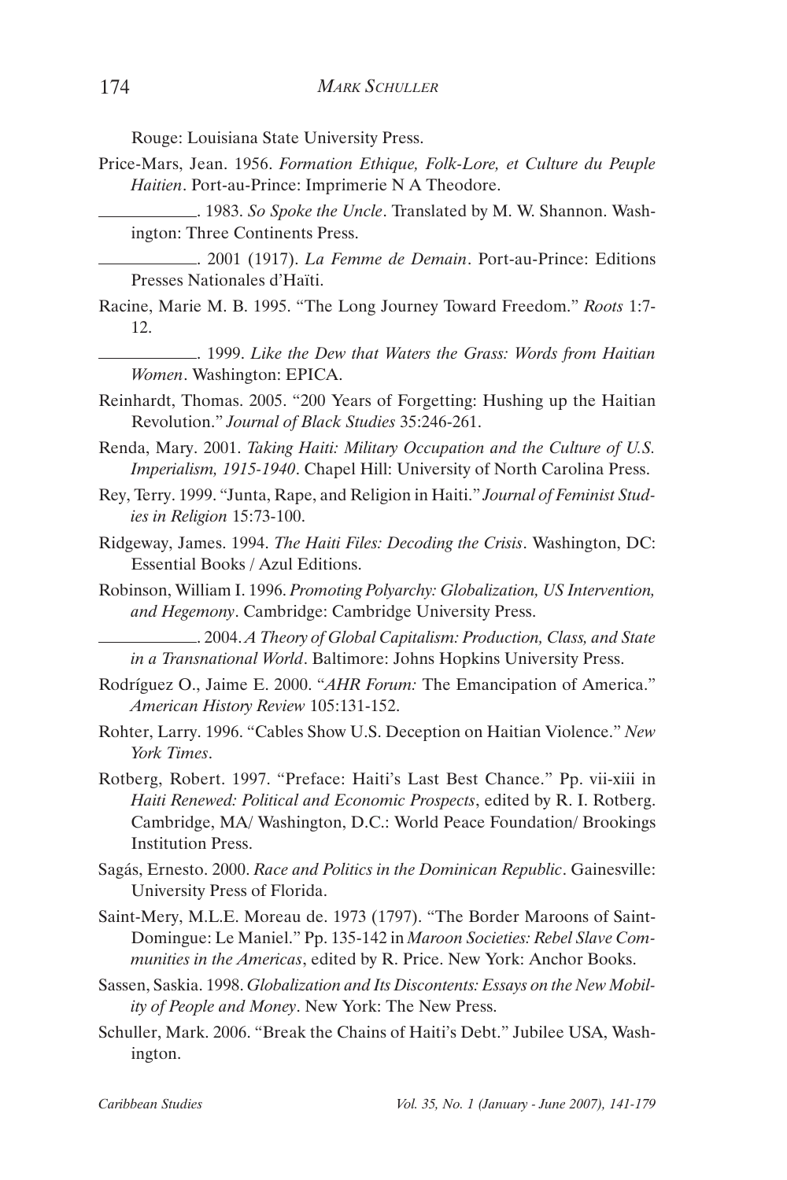Rouge: Louisiana State University Press.

Price-Mars, Jean. 1956. *Formation Ethique, Folk-Lore, et Culture du Peuple Haitien*. Port-au-Prince: Imprimerie N A Theodore.

\_\_\_\_\_\_\_\_\_\_\_. 1983. *So Spoke the Uncle*. Translated by M. W. Shannon. Washington: Three Continents Press.

\_\_\_\_\_\_\_\_\_\_\_. 2001 (1917). *La Femme de Demain*. Port-au-Prince: Editions Presses Nationales d'Haïti.

Racine, Marie M. B. 1995. "The Long Journey Toward Freedom." *Roots* 1:7-12.

\_\_\_\_\_\_\_\_\_\_\_. 1999. *Like the Dew that Waters the Grass: Words from Haitian Women*. Washington: EPICA.

Reinhardt, Thomas. 2005. "200 Years of Forgetting: Hushing up the Haitian Revolution." *Journal of Black Studies* 35:246-261.

Renda, Mary. 2001. *Taking Haiti: Military Occupation and the Culture of U.S. Imperialism, 1915-1940*. Chapel Hill: University of North Carolina Press.

Rey, Terry. 1999. "Junta, Rape, and Religion in Haiti." *Journal of Feminist Studies in Religion* 15:73-100.

Ridgeway, James. 1994. *The Haiti Files: Decoding the Crisis*. Washington, DC: Essential Books / Azul Editions.

Robinson, William I. 1996. *Promoting Polyarchy: Globalization, US Intervention, and Hegemony*. Cambridge: Cambridge University Press.

\_\_\_\_\_\_\_\_\_\_\_. 2004. *A Theory of Global Capitalism: Production, Class, and State in a Transnational World*. Baltimore: Johns Hopkins University Press.

Rodríguez O., Jaime E. 2000. "*AHR Forum:* The Emancipation of America." *American History Review* 105:131-152.

Rohter, Larry. 1996. "Cables Show U.S. Deception on Haitian Violence." *New York Times*.

Rotberg, Robert. 1997. "Preface: Haiti's Last Best Chance." Pp. vii-xiii in *Haiti Renewed: Political and Economic Prospects*, edited by R. I. Rotberg. Cambridge, MA/ Washington, D.C.: World Peace Foundation/ Brookings Institution Press.

Sagás, Ernesto. 2000. *Race and Politics in the Dominican Republic*. Gainesville: University Press of Florida.

Saint-Mery, M.L.E. Moreau de. 1973 (1797). "The Border Maroons of Saint-Domingue: Le Maniel." Pp. 135-142 in *Maroon Societies: Rebel Slave Communities in the Americas*, edited by R. Price. New York: Anchor Books.

Sassen, Saskia. 1998. *Globalization and Its Discontents: Essays on the New Mobility of People and Money*. New York: The New Press.

Schuller, Mark. 2006. "Break the Chains of Haiti's Debt." Jubilee USA, Washington.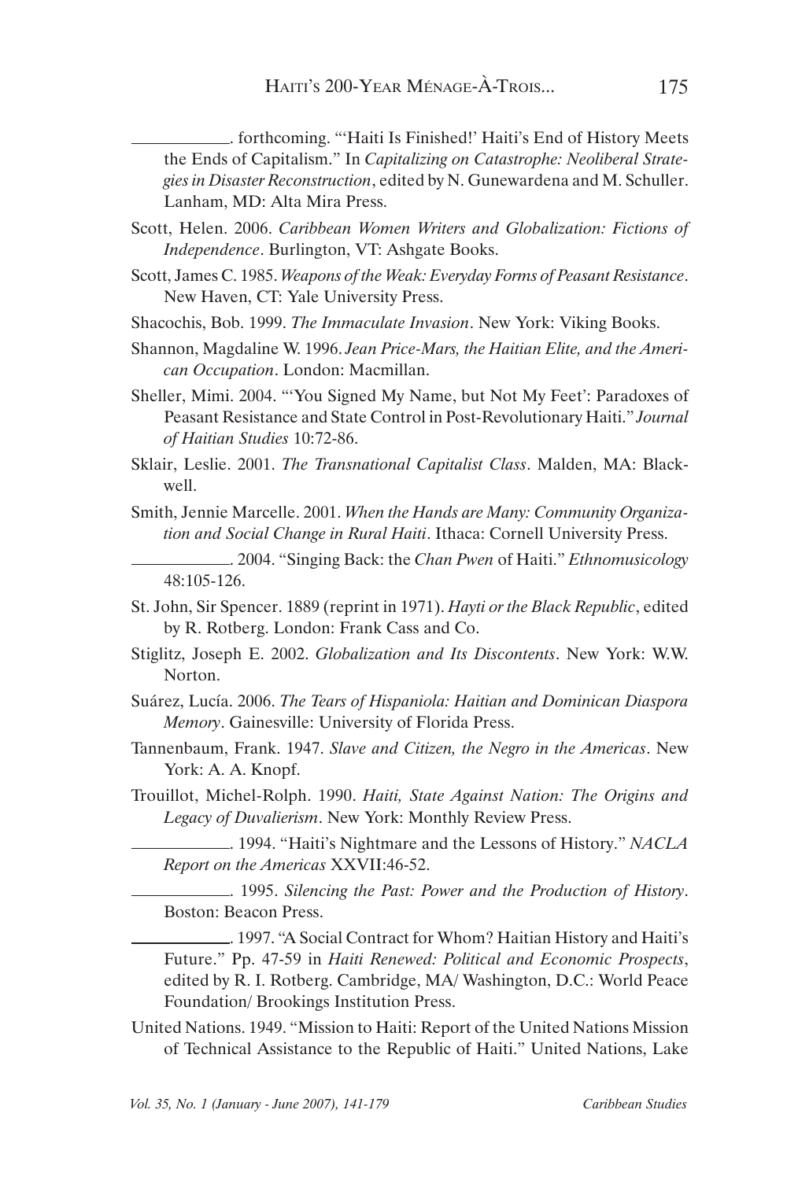\_\_\_\_\_\_\_\_\_\_\_\_. forthcoming. "'Haiti Is Finished!' Haiti's End of History Meets the Ends of Capitalism." In *Capitalizing on Catastrophe: Neoliberal Strategies in Disaster Reconstruction*, edited by N. Gunewardena and M. Schuller. Lanham, MD: Alta Mira Press.

Scott, Helen. 2006. *Caribbean Women Writers and Globalization: Fictions of Independence*. Burlington, VT: Ashgate Books.

Scott, James C. 1985. *Weapons of the Weak: Everyday Forms of Peasant Resistance*. New Haven, CT: Yale University Press.

Shacochis, Bob. 1999. *The Immaculate Invasion*. New York: Viking Books.

Shannon, Magdaline W. 1996. *Jean Price-Mars, the Haitian Elite, and the American Occupation*. London: Macmillan.

Sheller, Mimi. 2004. "'You Signed My Name, but Not My Feet': Paradoxes of Peasant Resistance and State Control in Post-Revolutionary Haiti." *Journal of Haitian Studies* 10:72-86.

Sklair, Leslie. 2001. *The Transnational Capitalist Class*. Malden, MA: Blackwell.

Smith, Jennie Marcelle. 2001. *When the Hands are Many: Community Organization and Social Change in Rural Haiti*. Ithaca: Cornell University Press.

\_\_\_\_\_\_\_\_\_\_\_\_. 2004. "Singing Back: the *Chan Pwen* of Haiti." *Ethnomusicology* 48:105-126.

St. John, Sir Spencer. 1889 (reprint in 1971). *Hayti or the Black Republic*, edited by R. Rotberg. London: Frank Cass and Co.

Stiglitz, Joseph E. 2002. *Globalization and Its Discontents*. New York: W.W. Norton.

Suárez, Lucía. 2006. *The Tears of Hispaniola: Haitian and Dominican Diaspora Memory*. Gainesville: University of Florida Press.

Tannenbaum, Frank. 1947. *Slave and Citizen, the Negro in the Americas*. New York: A. A. Knopf.

Trouillot, Michel-Rolph. 1990. *Haiti, State Against Nation: The Origins and Legacy of Duvalierism*. New York: Monthly Review Press.

\_\_\_\_\_\_\_\_\_\_\_\_. 1994. "Haiti's Nightmare and the Lessons of History." *NACLA Report on the Americas* XXVII:46-52.

\_\_\_\_\_\_\_\_\_\_\_\_. 1995. *Silencing the Past: Power and the Production of History*. Boston: Beacon Press.

\_\_\_\_\_\_\_\_\_\_\_\_. 1997. "A Social Contract for Whom? Haitian History and Haiti's Future." Pp. 47-59 in *Haiti Renewed: Political and Economic Prospects*, edited by R. I. Rotberg. Cambridge, MA/ Washington, D.C.: World Peace Foundation/ Brookings Institution Press.

United Nations. 1949. "Mission to Haiti: Report of the United Nations Mission of Technical Assistance to the Republic of Haiti." United Nations, Lake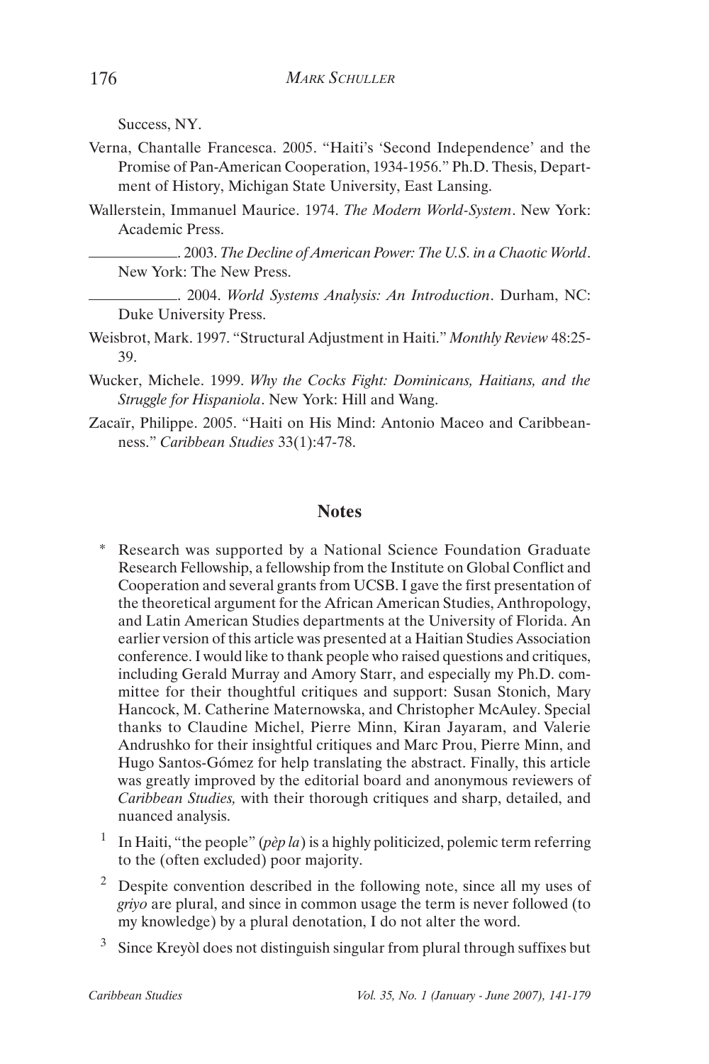Success, NY.

Verna, Chantalle Francesca. 2005. "Haiti's 'Second Independence' and the Promise of Pan-American Cooperation, 1934-1956." Ph.D. Thesis, Department of History, Michigan State University, East Lansing.

Wallerstein, Immanuel Maurice. 1974. *The Modern World-System*. New York: Academic Press.

\_\_\_\_\_\_\_\_\_\_. 2003. *The Decline of American Power: The U.S. in a Chaotic World*. New York: The New Press.

\_\_\_\_\_\_\_\_\_\_. 2004. *World Systems Analysis: An Introduction*. Durham, NC: Duke University Press.

Weisbrot, Mark. 1997. "Structural Adjustment in Haiti." *Monthly Review* 48:25-39.

Wucker, Michele. 1999. *Why the Cocks Fight: Dominicans, Haitians, and the Struggle for Hispaniola*. New York: Hill and Wang.

Zacaïr, Philippe. 2005. "Haiti on His Mind: Antonio Maceo and Caribbeanness." *Caribbean Studies* 33(1):47-78.

## Notes

\* Research was supported by a National Science Foundation Graduate Research Fellowship, a fellowship from the Institute on Global Conflict and Cooperation and several grants from UCSB. I gave the first presentation of the theoretical argument for the African American Studies, Anthropology, and Latin American Studies departments at the University of Florida. An earlier version of this article was presented at a Haitian Studies Association conference. I would like to thank people who raised questions and critiques, including Gerald Murray and Amory Starr, and especially my Ph.D. committee for their thoughtful critiques and support: Susan Stonich, Mary Hancock, M. Catherine Maternowska, and Christopher McAuley. Special thanks to Claudine Michel, Pierre Minn, Kiran Jayaram, and Valerie Andrushko for their insightful critiques and Marc Prou, Pierre Minn, and Hugo Santos-Gómez for help translating the abstract. Finally, this article was greatly improved by the editorial board and anonymous reviewers of *Caribbean Studies,* with their thorough critiques and sharp, detailed, and nuanced analysis.

[1] In Haiti, "the people" (*pèp la*) is a highly politicized, polemic term referring to the (often excluded) poor majority.

[2] Despite convention described in the following note, since all my uses of *griyo* are plural, and since in common usage the term is never followed (to my knowledge) by a plural denotation, I do not alter the word.

[3] Since Kreyòl does not distinguish singular from plural through suffixes but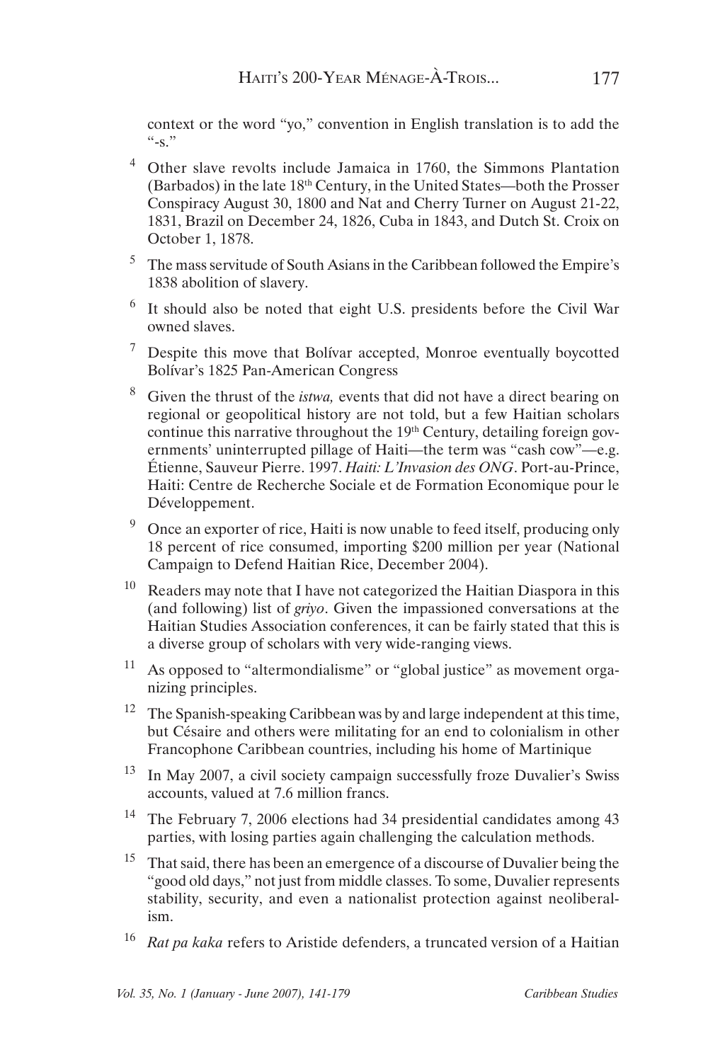context or the word "yo," convention in English translation is to add the "-s."

4 Other slave revolts include Jamaica in 1760, the Simmons Plantation (Barbados) in the late 18th Century, in the United States—both the Prosser Conspiracy August 30, 1800 and Nat and Cherry Turner on August 21-22, 1831, Brazil on December 24, 1826, Cuba in 1843, and Dutch St. Croix on October 1, 1878.

5 The mass servitude of South Asians in the Caribbean followed the Empire's 1838 abolition of slavery.

6 It should also be noted that eight U.S. presidents before the Civil War owned slaves.

7 Despite this move that Bolívar accepted, Monroe eventually boycotted Bolívar's 1825 Pan-American Congress

8 Given the thrust of the *istwa,* events that did not have a direct bearing on regional or geopolitical history are not told, but a few Haitian scholars continue this narrative throughout the 19th Century, detailing foreign governments' uninterrupted pillage of Haiti—the term was "cash cow"—e.g. Étienne, Sauveur Pierre. 1997. *Haiti: L'Invasion des ONG*. Port-au-Prince, Haiti: Centre de Recherche Sociale et de Formation Economique pour le Développement.

9 Once an exporter of rice, Haiti is now unable to feed itself, producing only 18 percent of rice consumed, importing $200 million per year (National Campaign to Defend Haitian Rice, December 2004).

10 Readers may note that I have not categorized the Haitian Diaspora in this (and following) list of *griyo*. Given the impassioned conversations at the Haitian Studies Association conferences, it can be fairly stated that this is a diverse group of scholars with very wide-ranging views.

11 As opposed to "altermondialisme" or "global justice" as movement organizing principles.

12 The Spanish-speaking Caribbean was by and large independent at this time, but Césaire and others were militating for an end to colonialism in other Francophone Caribbean countries, including his home of Martinique

13 In May 2007, a civil society campaign successfully froze Duvalier's Swiss accounts, valued at 7.6 million francs.

14 The February 7, 2006 elections had 34 presidential candidates among 43 parties, with losing parties again challenging the calculation methods.

15 That said, there has been an emergence of a discourse of Duvalier being the "good old days," not just from middle classes. To some, Duvalier represents stability, security, and even a nationalist protection against neoliberalism.

16 *Rat pa kaka* refers to Aristide defenders, a truncated version of a Haitian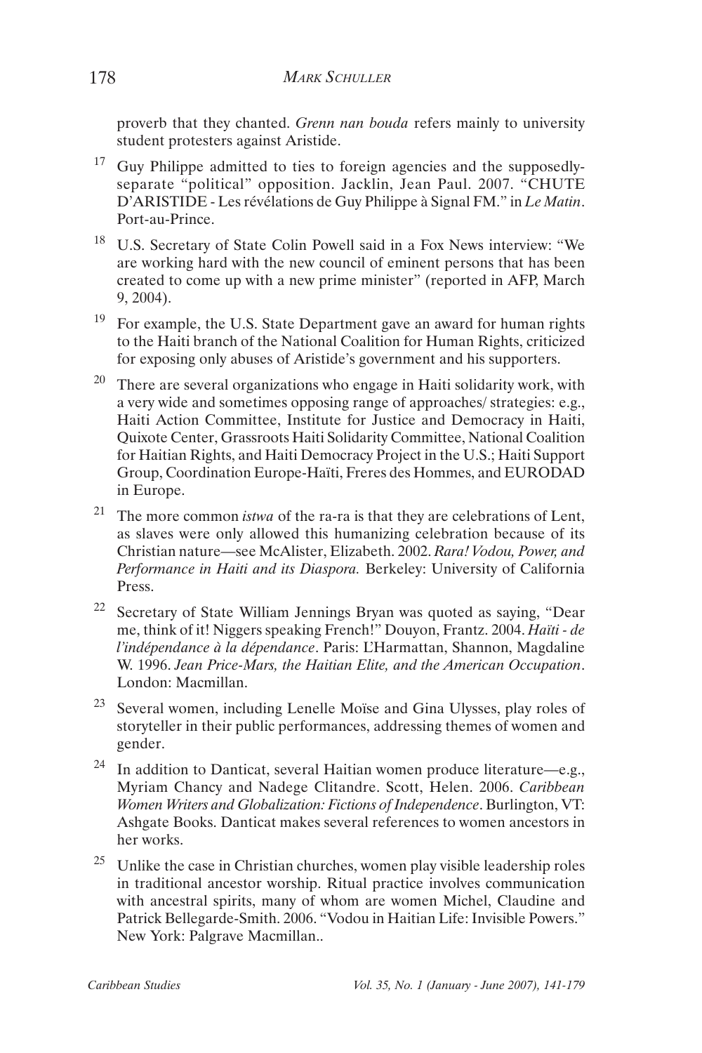proverb that they chanted. *Grenn nan bouda* refers mainly to university student protesters against Aristide.

[17] Guy Philippe admitted to ties to foreign agencies and the supposedly-separate "political" opposition. Jacklin, Jean Paul. 2007. "CHUTE D'ARISTIDE - Les révélations de Guy Philippe à Signal FM." in *Le Matin*. Port-au-Prince.

[18] U.S. Secretary of State Colin Powell said in a Fox News interview: "We are working hard with the new council of eminent persons that has been created to come up with a new prime minister" (reported in AFP, March 9, 2004).

[19] For example, the U.S. State Department gave an award for human rights to the Haiti branch of the National Coalition for Human Rights, criticized for exposing only abuses of Aristide's government and his supporters.

[20] There are several organizations who engage in Haiti solidarity work, with a very wide and sometimes opposing range of approaches/ strategies: e.g., Haiti Action Committee, Institute for Justice and Democracy in Haiti, Quixote Center, Grassroots Haiti Solidarity Committee, National Coalition for Haitian Rights, and Haiti Democracy Project in the U.S.; Haiti Support Group, Coordination Europe-Haïti, Freres des Hommes, and EURODAD in Europe.

[21] The more common *istwa* of the ra-ra is that they are celebrations of Lent, as slaves were only allowed this humanizing celebration because of its Christian nature—see McAlister, Elizabeth. 2002. *Rara! Vodou, Power, and Performance in Haiti and its Diaspora.* Berkeley: University of California Press.

[22] Secretary of State William Jennings Bryan was quoted as saying, "Dear me, think of it! Niggers speaking French!" Douyon, Frantz. 2004. *Haïti - de l'indépendance à la dépendance*. Paris: L'Harmattan, Shannon, Magdaline W. 1996. *Jean Price-Mars, the Haitian Elite, and the American Occupation*. London: Macmillan.

[23] Several women, including Lenelle Moïse and Gina Ulysses, play roles of storyteller in their public performances, addressing themes of women and gender.

[24] In addition to Danticat, several Haitian women produce literature—e.g., Myriam Chancy and Nadege Clitandre. Scott, Helen. 2006. *Caribbean Women Writers and Globalization: Fictions of Independence*. Burlington, VT: Ashgate Books. Danticat makes several references to women ancestors in her works.

[25] Unlike the case in Christian churches, women play visible leadership roles in traditional ancestor worship. Ritual practice involves communication with ancestral spirits, many of whom are women Michel, Claudine and Patrick Bellegarde-Smith. 2006. "Vodou in Haitian Life: Invisible Powers." New York: Palgrave Macmillan..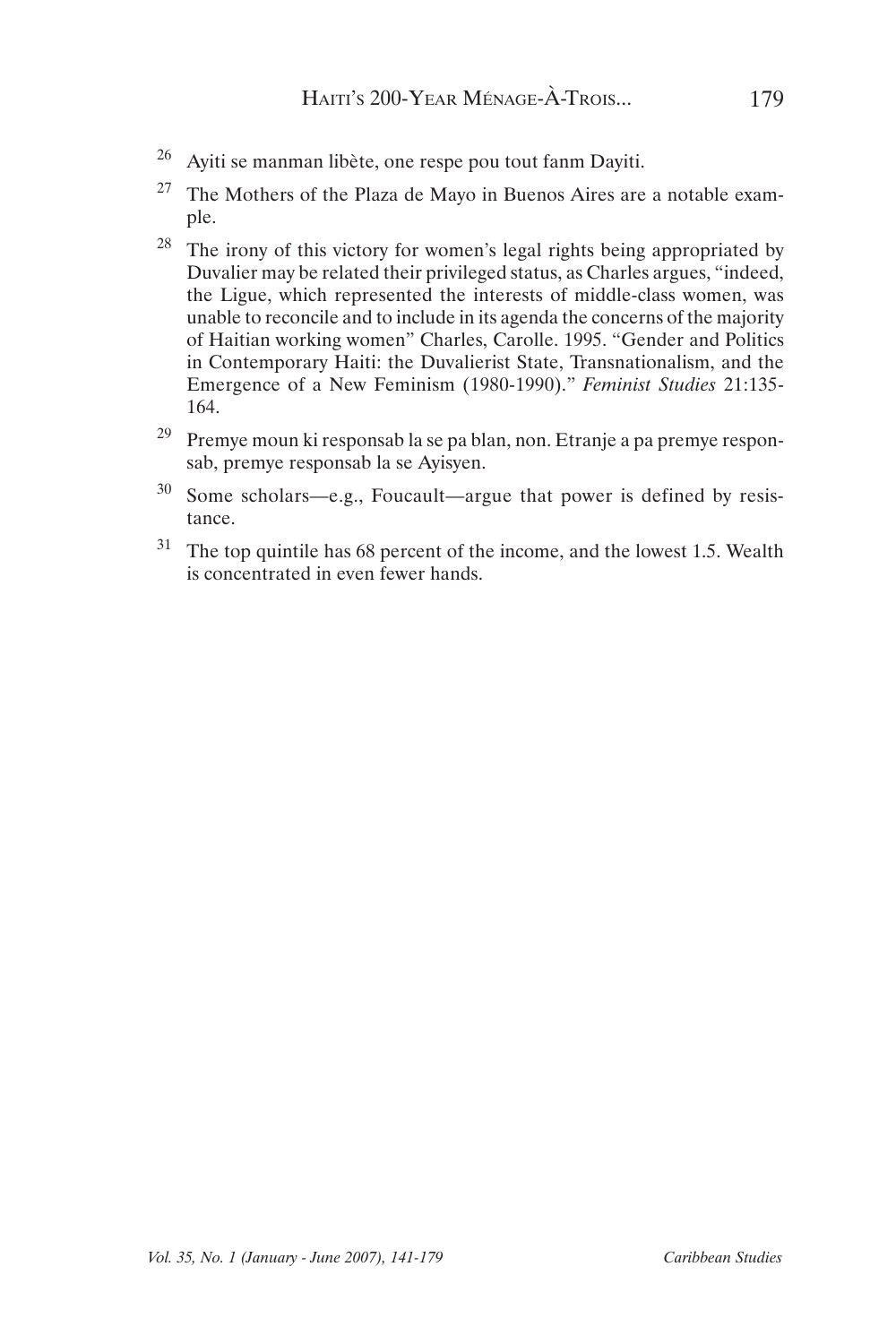[26] Ayiti se manman libète, one respe pou tout fanm Dayiti.

[27] The Mothers of the Plaza de Mayo in Buenos Aires are a notable example.

[28] The irony of this victory for women's legal rights being appropriated by Duvalier may be related their privileged status, as Charles argues, "indeed, the Ligue, which represented the interests of middle-class women, was unable to reconcile and to include in its agenda the concerns of the majority of Haitian working women" Charles, Carolle. 1995. "Gender and Politics in Contemporary Haiti: the Duvalierist State, Transnationalism, and the Emergence of a New Feminism (1980-1990)." *Feminist Studies* 21:135-164.

[29] Premye moun ki responsab la se pa blan, non. Etranje a pa premye responsab, premye responsab la se Ayisyen.

[30] Some scholars—e.g., Foucault—argue that power is defined by resistance.

[31] The top quintile has 68 percent of the income, and the lowest 1.5. Wealth is concentrated in even fewer hands.